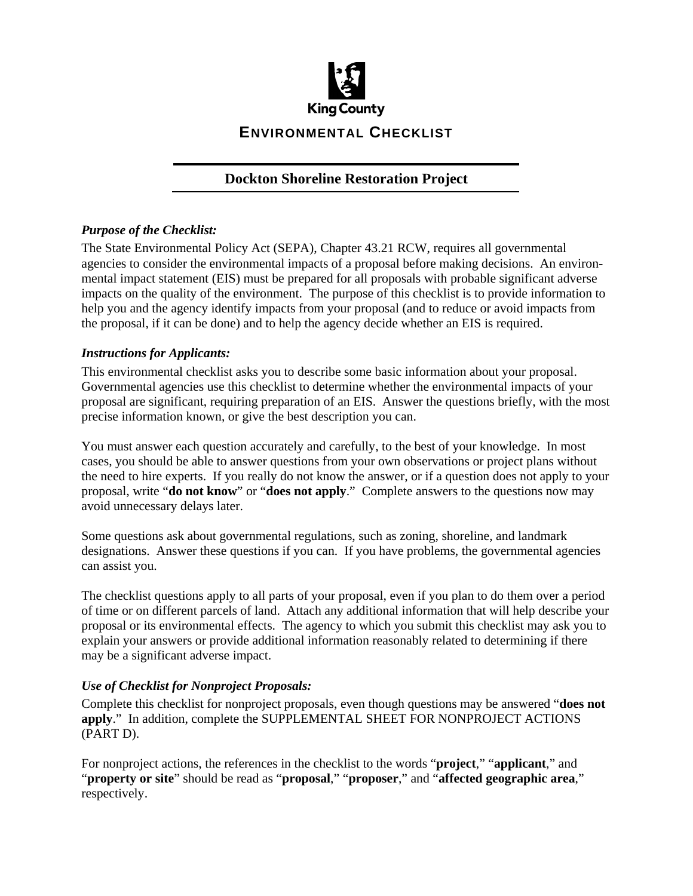King County

# ENVIRONMENTAL CHECKLIST

## Dockton Shoreline Restoration Project

### *Purpose of the Checklist:*

The State Environmental Policy Act (SEPA), Chapter 43.21 RCW, requires all governmental agencies to consider the environmental impacts of a proposal before making decisions. An environmental impact statement (EIS) must be prepared for all proposals with probable significant adverse impacts on the quality of the environment. The purpose of this checklist is to provide information to help you and the agency identify impacts from your proposal (and to reduce or avoid impacts from the proposal, if it can be done) and to help the agency decide whether an EIS is required.

### *Instructions for Applicants:*

This environmental checklist asks you to describe some basic information about your proposal. Governmental agencies use this checklist to determine whether the environmental impacts of your proposal are significant, requiring preparation of an EIS. Answer the questions briefly, with the most precise information known, or give the best description you can.

You must answer each question accurately and carefully, to the best of your knowledge. In most cases, you should be able to answer questions from your own observations or project plans without the need to hire experts. If you really do not know the answer, or if a question does not apply to your proposal, write "**do not know**" or "**does not apply**." Complete answers to the questions now may avoid unnecessary delays later.

Some questions ask about governmental regulations, such as zoning, shoreline, and landmark designations. Answer these questions if you can. If you have problems, the governmental agencies can assist you.

The checklist questions apply to all parts of your proposal, even if you plan to do them over a period of time or on different parcels of land. Attach any additional information that will help describe your proposal or its environmental effects. The agency to which you submit this checklist may ask you to explain your answers or provide additional information reasonably related to determining if there may be a significant adverse impact.

### *Use of Checklist for Nonproject Proposals:*

Complete this checklist for nonproject proposals, even though questions may be answered "**does not apply**." In addition, complete the SUPPLEMENTAL SHEET FOR NONPROJECT ACTIONS (PART D).

For nonproject actions, the references in the checklist to the words "**project**," "**applicant**," and "**property or site**" should be read as "**proposal**," "**proposer**," and "**affected geographic area**," respectively.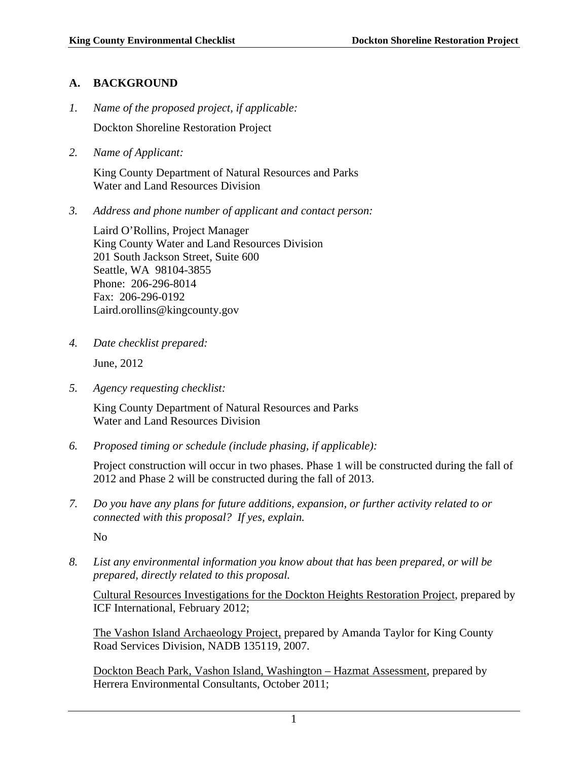## A. BACKGROUND

1. *Name of the proposed project, if applicable:*

   Dockton Shoreline Restoration Project

2. *Name of Applicant:*

   King County Department of Natural Resources and Parks
   Water and Land Resources Division

3. *Address and phone number of applicant and contact person:*

   Laird O'Rollins, Project Manager
   King County Water and Land Resources Division
   201 South Jackson Street, Suite 600
   Seattle, WA 98104-3855
   Phone: 206-296-8014
   Fax: 206-296-0192
   Laird.orollins@kingcounty.gov

4. *Date checklist prepared:*

   June, 2012

5. *Agency requesting checklist:*

   King County Department of Natural Resources and Parks
   Water and Land Resources Division

6. *Proposed timing or schedule (include phasing, if applicable):*

   Project construction will occur in two phases. Phase 1 will be constructed during the fall of 2012 and Phase 2 will be constructed during the fall of 2013.

7. *Do you have any plans for future additions, expansion, or further activity related to or connected with this proposal? If yes, explain.*

   No

8. *List any environmental information you know about that has been prepared, or will be prepared, directly related to this proposal.*

   Cultural Resources Investigations for the Dockton Heights Restoration Project, prepared by ICF International, February 2012;

   The Vashon Island Archaeology Project, prepared by Amanda Taylor for King County Road Services Division, NADB 135119, 2007.

   Dockton Beach Park, Vashon Island, Washington – Hazmat Assessment, prepared by Herrera Environmental Consultants, October 2011;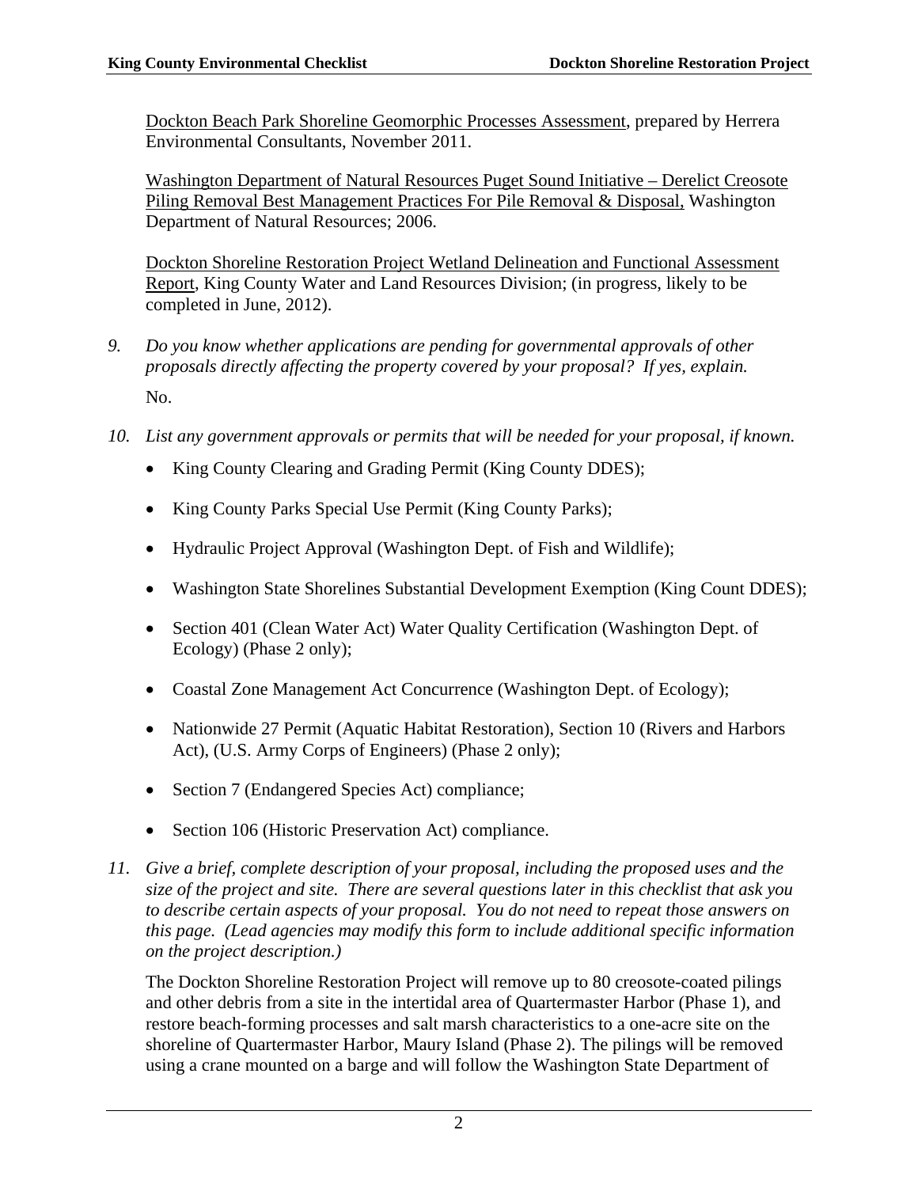Dockton Beach Park Shoreline Geomorphic Processes Assessment, prepared by Herrera Environmental Consultants, November 2011.

Washington Department of Natural Resources Puget Sound Initiative – Derelict Creosote Piling Removal Best Management Practices For Pile Removal & Disposal, Washington Department of Natural Resources; 2006.

Dockton Shoreline Restoration Project Wetland Delineation and Functional Assessment Report, King County Water and Land Resources Division; (in progress, likely to be completed in June, 2012).

9. *Do you know whether applications are pending for governmental approvals of other proposals directly affecting the property covered by your proposal? If yes, explain.*

   No.

10. *List any government approvals or permits that will be needed for your proposal, if known.*

    - King County Clearing and Grading Permit (King County DDES);
    - King County Parks Special Use Permit (King County Parks);
    - Hydraulic Project Approval (Washington Dept. of Fish and Wildlife);
    - Washington State Shorelines Substantial Development Exemption (King Count DDES);
    - Section 401 (Clean Water Act) Water Quality Certification (Washington Dept. of Ecology) (Phase 2 only);
    - Coastal Zone Management Act Concurrence (Washington Dept. of Ecology);
    - Nationwide 27 Permit (Aquatic Habitat Restoration), Section 10 (Rivers and Harbors Act), (U.S. Army Corps of Engineers) (Phase 2 only);
    - Section 7 (Endangered Species Act) compliance;
    - Section 106 (Historic Preservation Act) compliance.

11. *Give a brief, complete description of your proposal, including the proposed uses and the size of the project and site. There are several questions later in this checklist that ask you to describe certain aspects of your proposal. You do not need to repeat those answers on this page. (Lead agencies may modify this form to include additional specific information on the project description.)*

    The Dockton Shoreline Restoration Project will remove up to 80 creosote-coated pilings and other debris from a site in the intertidal area of Quartermaster Harbor (Phase 1), and restore beach-forming processes and salt marsh characteristics to a one-acre site on the shoreline of Quartermaster Harbor, Maury Island (Phase 2). The pilings will be removed using a crane mounted on a barge and will follow the Washington State Department of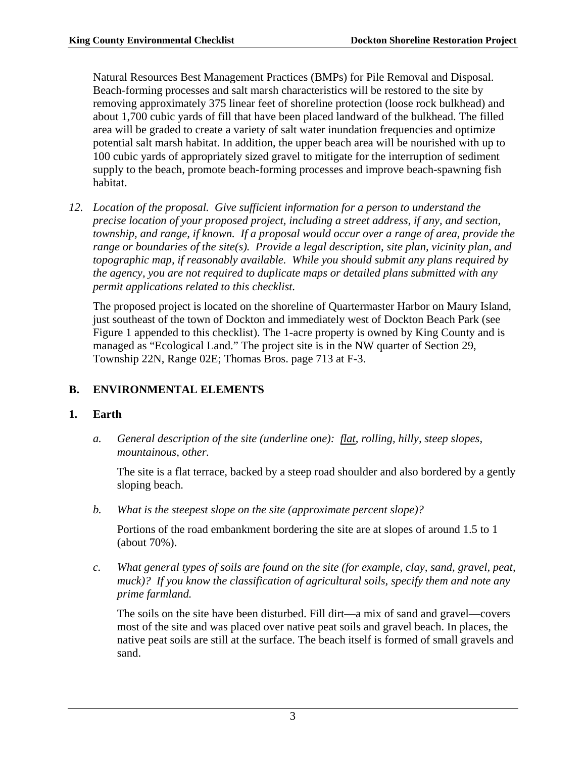Natural Resources Best Management Practices (BMPs) for Pile Removal and Disposal. Beach-forming processes and salt marsh characteristics will be restored to the site by removing approximately 375 linear feet of shoreline protection (loose rock bulkhead) and about 1,700 cubic yards of fill that have been placed landward of the bulkhead. The filled area will be graded to create a variety of salt water inundation frequencies and optimize potential salt marsh habitat. In addition, the upper beach area will be nourished with up to 100 cubic yards of appropriately sized gravel to mitigate for the interruption of sediment supply to the beach, promote beach-forming processes and improve beach-spawning fish habitat.

12. *Location of the proposal. Give sufficient information for a person to understand the precise location of your proposed project, including a street address, if any, and section, township, and range, if known. If a proposal would occur over a range of area, provide the range or boundaries of the site(s). Provide a legal description, site plan, vicinity plan, and topographic map, if reasonably available. While you should submit any plans required by the agency, you are not required to duplicate maps or detailed plans submitted with any permit applications related to this checklist.*

    The proposed project is located on the shoreline of Quartermaster Harbor on Maury Island, just southeast of the town of Dockton and immediately west of Dockton Beach Park (see Figure 1 appended to this checklist). The 1-acre property is owned by King County and is managed as "Ecological Land." The project site is in the NW quarter of Section 29, Township 22N, Range 02E; Thomas Bros. page 713 at F-3.

## B. ENVIRONMENTAL ELEMENTS

### 1. Earth

a. *General description of the site (underline one): <u>flat</u>, rolling, hilly, steep slopes, mountainous, other.*

    The site is a flat terrace, backed by a steep road shoulder and also bordered by a gently sloping beach.

b. *What is the steepest slope on the site (approximate percent slope)?*

    Portions of the road embankment bordering the site are at slopes of around 1.5 to 1 (about 70%).

c. *What general types of soils are found on the site (for example, clay, sand, gravel, peat, muck)? If you know the classification of agricultural soils, specify them and note any prime farmland.*

    The soils on the site have been disturbed. Fill dirt—a mix of sand and gravel—covers most of the site and was placed over native peat soils and gravel beach. In places, the native peat soils are still at the surface. The beach itself is formed of small gravels and sand.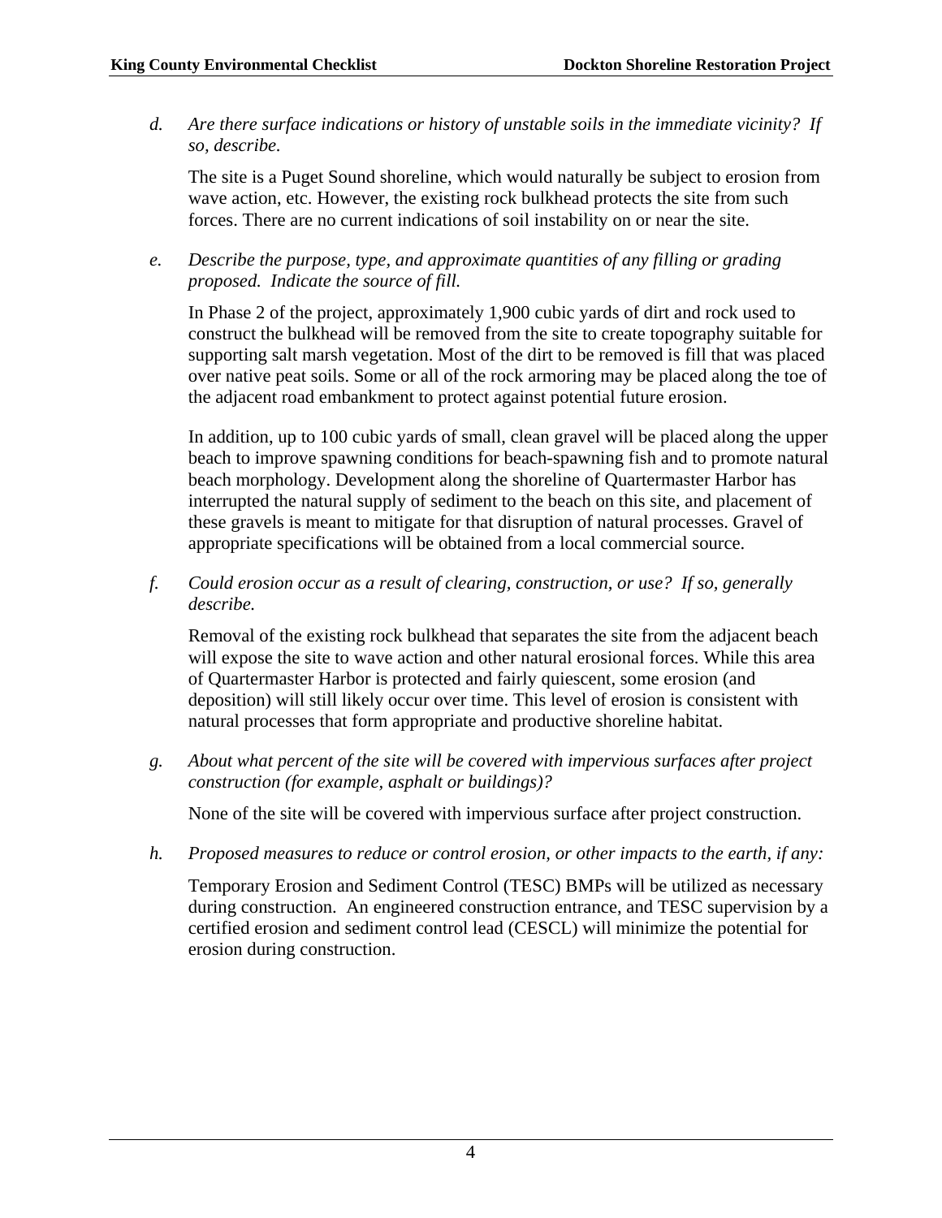*d. Are there surface indications or history of unstable soils in the immediate vicinity? If so, describe.*

The site is a Puget Sound shoreline, which would naturally be subject to erosion from wave action, etc. However, the existing rock bulkhead protects the site from such forces. There are no current indications of soil instability on or near the site.

*e. Describe the purpose, type, and approximate quantities of any filling or grading proposed. Indicate the source of fill.*

In Phase 2 of the project, approximately 1,900 cubic yards of dirt and rock used to construct the bulkhead will be removed from the site to create topography suitable for supporting salt marsh vegetation. Most of the dirt to be removed is fill that was placed over native peat soils. Some or all of the rock armoring may be placed along the toe of the adjacent road embankment to protect against potential future erosion.

In addition, up to 100 cubic yards of small, clean gravel will be placed along the upper beach to improve spawning conditions for beach-spawning fish and to promote natural beach morphology. Development along the shoreline of Quartermaster Harbor has interrupted the natural supply of sediment to the beach on this site, and placement of these gravels is meant to mitigate for that disruption of natural processes. Gravel of appropriate specifications will be obtained from a local commercial source.

*f. Could erosion occur as a result of clearing, construction, or use? If so, generally describe.*

Removal of the existing rock bulkhead that separates the site from the adjacent beach will expose the site to wave action and other natural erosional forces. While this area of Quartermaster Harbor is protected and fairly quiescent, some erosion (and deposition) will still likely occur over time. This level of erosion is consistent with natural processes that form appropriate and productive shoreline habitat.

*g. About what percent of the site will be covered with impervious surfaces after project construction (for example, asphalt or buildings)?*

None of the site will be covered with impervious surface after project construction.

*h. Proposed measures to reduce or control erosion, or other impacts to the earth, if any:*

Temporary Erosion and Sediment Control (TESC) BMPs will be utilized as necessary during construction. An engineered construction entrance, and TESC supervision by a certified erosion and sediment control lead (CESCL) will minimize the potential for erosion during construction.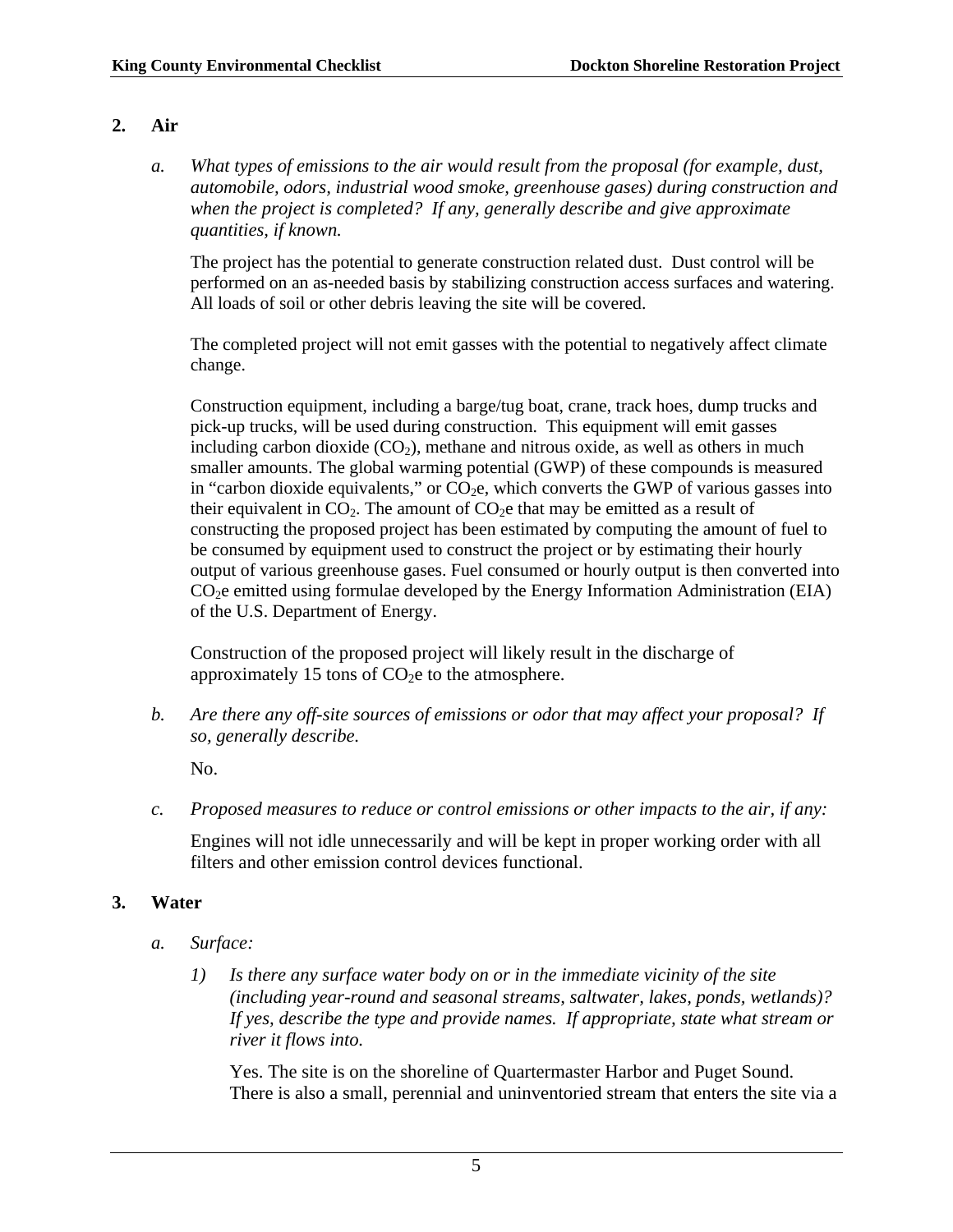## 2. Air

*a. What types of emissions to the air would result from the proposal (for example, dust, automobile, odors, industrial wood smoke, greenhouse gases) during construction and when the project is completed? If any, generally describe and give approximate quantities, if known.*

The project has the potential to generate construction related dust. Dust control will be performed on an as-needed basis by stabilizing construction access surfaces and watering. All loads of soil or other debris leaving the site will be covered.

The completed project will not emit gasses with the potential to negatively affect climate change.

Construction equipment, including a barge/tug boat, crane, track hoes, dump trucks and pick-up trucks, will be used during construction. This equipment will emit gasses including carbon dioxide ($CO_2$), methane and nitrous oxide, as well as others in much smaller amounts. The global warming potential (GWP) of these compounds is measured in "carbon dioxide equivalents," or $CO_2$e, which converts the GWP of various gasses into their equivalent in $CO_2$. The amount of $CO_2$e that may be emitted as a result of constructing the proposed project has been estimated by computing the amount of fuel to be consumed by equipment used to construct the project or by estimating their hourly output of various greenhouse gases. Fuel consumed or hourly output is then converted into $CO_2$e emitted using formulae developed by the Energy Information Administration (EIA) of the U.S. Department of Energy.

Construction of the proposed project will likely result in the discharge of approximately 15 tons of $CO_2$e to the atmosphere.

*b. Are there any off-site sources of emissions or odor that may affect your proposal? If so, generally describe.*

No.

*c. Proposed measures to reduce or control emissions or other impacts to the air, if any:*

Engines will not idle unnecessarily and will be kept in proper working order with all filters and other emission control devices functional.

## 3. Water

*a. Surface:*

*1) Is there any surface water body on or in the immediate vicinity of the site (including year-round and seasonal streams, saltwater, lakes, ponds, wetlands)? If yes, describe the type and provide names. If appropriate, state what stream or river it flows into.*

Yes. The site is on the shoreline of Quartermaster Harbor and Puget Sound. There is also a small, perennial and uninventoried stream that enters the site via a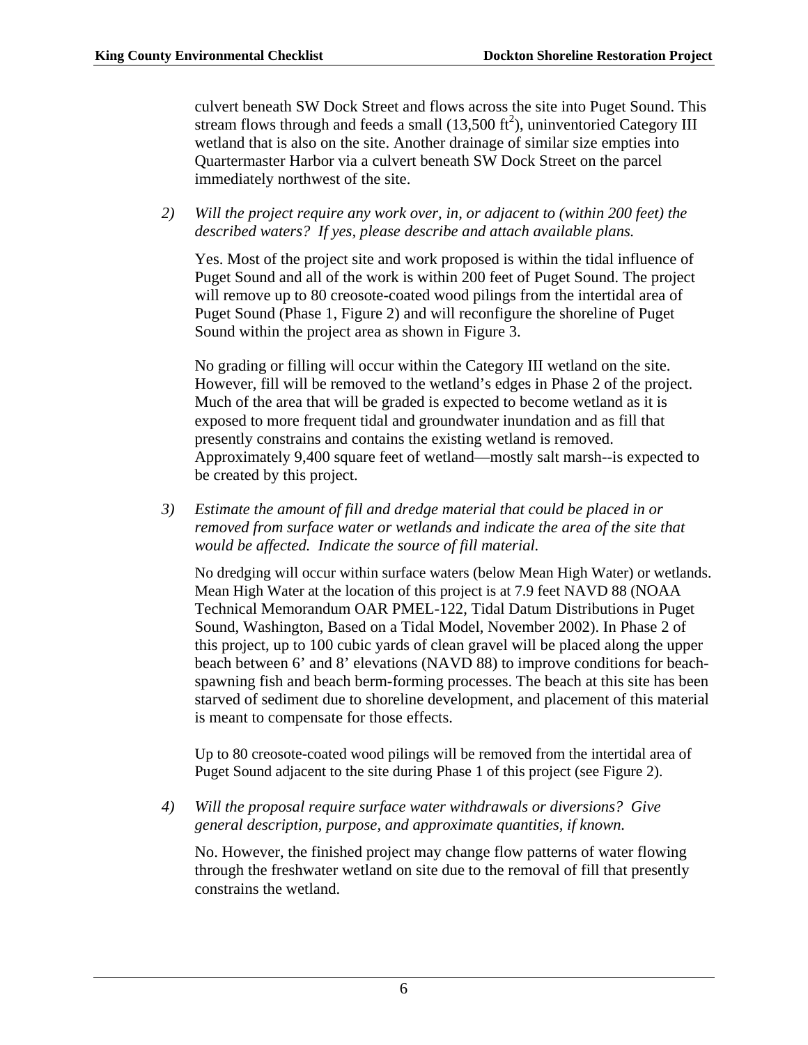culvert beneath SW Dock Street and flows across the site into Puget Sound. This stream flows through and feeds a small (13,500 $ft^2$), uninventoried Category III wetland that is also on the site. Another drainage of similar size empties into Quartermaster Harbor via a culvert beneath SW Dock Street on the parcel immediately northwest of the site.

2) *Will the project require any work over, in, or adjacent to (within 200 feet) the described waters? If yes, please describe and attach available plans.*

Yes. Most of the project site and work proposed is within the tidal influence of Puget Sound and all of the work is within 200 feet of Puget Sound. The project will remove up to 80 creosote-coated wood pilings from the intertidal area of Puget Sound (Phase 1, Figure 2) and will reconfigure the shoreline of Puget Sound within the project area as shown in Figure 3.

No grading or filling will occur within the Category III wetland on the site. However, fill will be removed to the wetland's edges in Phase 2 of the project. Much of the area that will be graded is expected to become wetland as it is exposed to more frequent tidal and groundwater inundation and as fill that presently constrains and contains the existing wetland is removed. Approximately 9,400 square feet of wetland—mostly salt marsh--is expected to be created by this project.

3) *Estimate the amount of fill and dredge material that could be placed in or removed from surface water or wetlands and indicate the area of the site that would be affected. Indicate the source of fill material.*

No dredging will occur within surface waters (below Mean High Water) or wetlands. Mean High Water at the location of this project is at 7.9 feet NAVD 88 (NOAA Technical Memorandum OAR PMEL-122, Tidal Datum Distributions in Puget Sound, Washington, Based on a Tidal Model, November 2002). In Phase 2 of this project, up to 100 cubic yards of clean gravel will be placed along the upper beach between 6' and 8' elevations (NAVD 88) to improve conditions for beach-spawning fish and beach berm-forming processes. The beach at this site has been starved of sediment due to shoreline development, and placement of this material is meant to compensate for those effects.

Up to 80 creosote-coated wood pilings will be removed from the intertidal area of Puget Sound adjacent to the site during Phase 1 of this project (see Figure 2).

4) *Will the proposal require surface water withdrawals or diversions? Give general description, purpose, and approximate quantities, if known.*

No. However, the finished project may change flow patterns of water flowing through the freshwater wetland on site due to the removal of fill that presently constrains the wetland.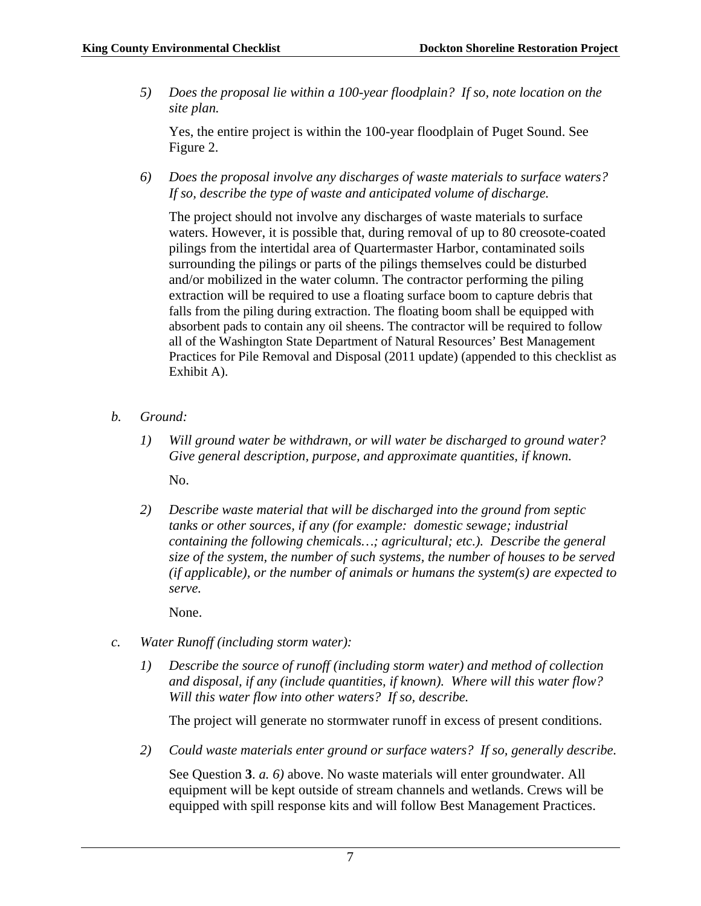5) *Does the proposal lie within a 100-year floodplain? If so, note location on the site plan.*

   Yes, the entire project is within the 100-year floodplain of Puget Sound. See Figure 2.

6) *Does the proposal involve any discharges of waste materials to surface waters? If so, describe the type of waste and anticipated volume of discharge.*

   The project should not involve any discharges of waste materials to surface waters. However, it is possible that, during removal of up to 80 creosote-coated pilings from the intertidal area of Quartermaster Harbor, contaminated soils surrounding the pilings or parts of the pilings themselves could be disturbed and/or mobilized in the water column. The contractor performing the piling extraction will be required to use a floating surface boom to capture debris that falls from the piling during extraction. The floating boom shall be equipped with absorbent pads to contain any oil sheens. The contractor will be required to follow all of the Washington State Department of Natural Resources' Best Management Practices for Pile Removal and Disposal (2011 update) (appended to this checklist as Exhibit A).

*b. Ground:*

1) *Will ground water be withdrawn, or will water be discharged to ground water? Give general description, purpose, and approximate quantities, if known.*

   No.

2) *Describe waste material that will be discharged into the ground from septic tanks or other sources, if any (for example: domestic sewage; industrial containing the following chemicals…; agricultural; etc.). Describe the general size of the system, the number of such systems, the number of houses to be served (if applicable), or the number of animals or humans the system(s) are expected to serve.*

   None.

*c. Water Runoff (including storm water):*

1) *Describe the source of runoff (including storm water) and method of collection and disposal, if any (include quantities, if known). Where will this water flow? Will this water flow into other waters? If so, describe.*

   The project will generate no stormwater runoff in excess of present conditions.

2) *Could waste materials enter ground or surface waters? If so, generally describe.*

   See Question **3**. *a. 6)* above. No waste materials will enter groundwater. All equipment will be kept outside of stream channels and wetlands. Crews will be equipped with spill response kits and will follow Best Management Practices.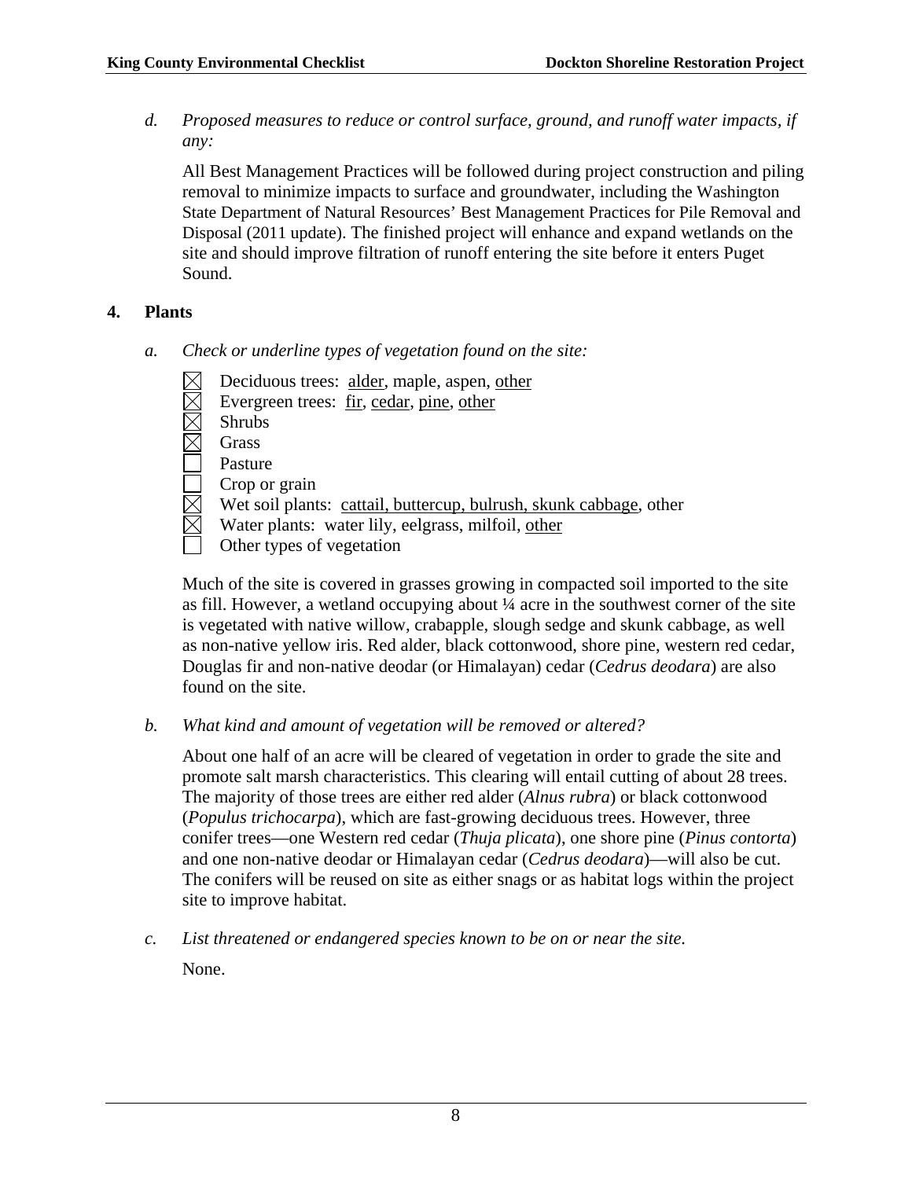*d. Proposed measures to reduce or control surface, ground, and runoff water impacts, if any:*

All Best Management Practices will be followed during project construction and piling removal to minimize impacts to surface and groundwater, including the Washington State Department of Natural Resources' Best Management Practices for Pile Removal and Disposal (2011 update). The finished project will enhance and expand wetlands on the site and should improve filtration of runoff entering the site before it enters Puget Sound.

## 4. Plants

*a. Check or underline types of vegetation found on the site:*

- ☒ Deciduous trees: <u>alder</u>, maple, aspen, <u>other</u>
- ☒ Evergreen trees: <u>fir</u>, <u>cedar</u>, <u>pine</u>, <u>other</u>
- ☒ Shrubs
- ☒ Grass
- ☐ Pasture
- ☐ Crop or grain
- ☒ Wet soil plants: <u>cattail, buttercup, bulrush, skunk cabbage</u>, other
- ☒ Water plants: water lily, eelgrass, milfoil, <u>other</u>
- ☐ Other types of vegetation

Much of the site is covered in grasses growing in compacted soil imported to the site as fill. However, a wetland occupying about ¼ acre in the southwest corner of the site is vegetated with native willow, crabapple, slough sedge and skunk cabbage, as well as non-native yellow iris. Red alder, black cottonwood, shore pine, western red cedar, Douglas fir and non-native deodar (or Himalayan) cedar (*Cedrus deodara*) are also found on the site.

*b. What kind and amount of vegetation will be removed or altered?*

About one half of an acre will be cleared of vegetation in order to grade the site and promote salt marsh characteristics. This clearing will entail cutting of about 28 trees. The majority of those trees are either red alder (*Alnus rubra*) or black cottonwood (*Populus trichocarpa*), which are fast-growing deciduous trees. However, three conifer trees—one Western red cedar (*Thuja plicata*), one shore pine (*Pinus contorta*) and one non-native deodar or Himalayan cedar (*Cedrus deodara*)—will also be cut. The conifers will be reused on site as either snags or as habitat logs within the project site to improve habitat.

*c. List threatened or endangered species known to be on or near the site.*

None.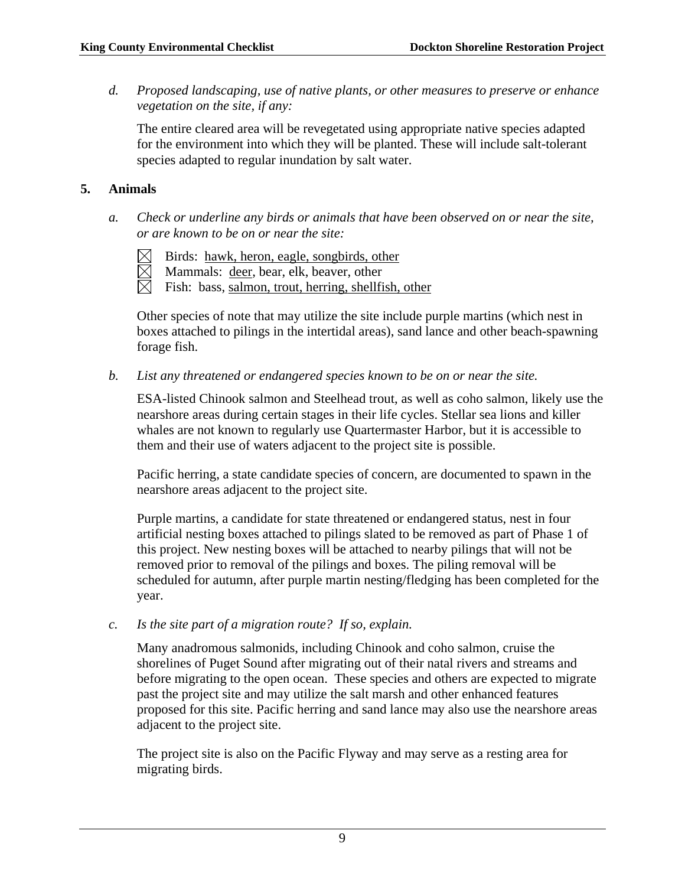*d. Proposed landscaping, use of native plants, or other measures to preserve or enhance vegetation on the site, if any:*

The entire cleared area will be revegetated using appropriate native species adapted for the environment into which they will be planted. These will include salt-tolerant species adapted to regular inundation by salt water.

## 5. Animals

*a. Check or underline any birds or animals that have been observed on or near the site, or are known to be on or near the site:*

- ☒ Birds: <u>hawk, heron, eagle, songbirds, other</u>
- ☒ Mammals: <u>deer</u>, bear, elk, beaver, other
- ☒ Fish: bass, <u>salmon, trout, herring, shellfish, other</u>

Other species of note that may utilize the site include purple martins (which nest in boxes attached to pilings in the intertidal areas), sand lance and other beach-spawning forage fish.

*b. List any threatened or endangered species known to be on or near the site.*

ESA-listed Chinook salmon and Steelhead trout, as well as coho salmon, likely use the nearshore areas during certain stages in their life cycles. Stellar sea lions and killer whales are not known to regularly use Quartermaster Harbor, but it is accessible to them and their use of waters adjacent to the project site is possible.

Pacific herring, a state candidate species of concern, are documented to spawn in the nearshore areas adjacent to the project site.

Purple martins, a candidate for state threatened or endangered status, nest in four artificial nesting boxes attached to pilings slated to be removed as part of Phase 1 of this project. New nesting boxes will be attached to nearby pilings that will not be removed prior to removal of the pilings and boxes. The piling removal will be scheduled for autumn, after purple martin nesting/fledging has been completed for the year.

*c. Is the site part of a migration route? If so, explain.*

Many anadromous salmonids, including Chinook and coho salmon, cruise the shorelines of Puget Sound after migrating out of their natal rivers and streams and before migrating to the open ocean. These species and others are expected to migrate past the project site and may utilize the salt marsh and other enhanced features proposed for this site. Pacific herring and sand lance may also use the nearshore areas adjacent to the project site.

The project site is also on the Pacific Flyway and may serve as a resting area for migrating birds.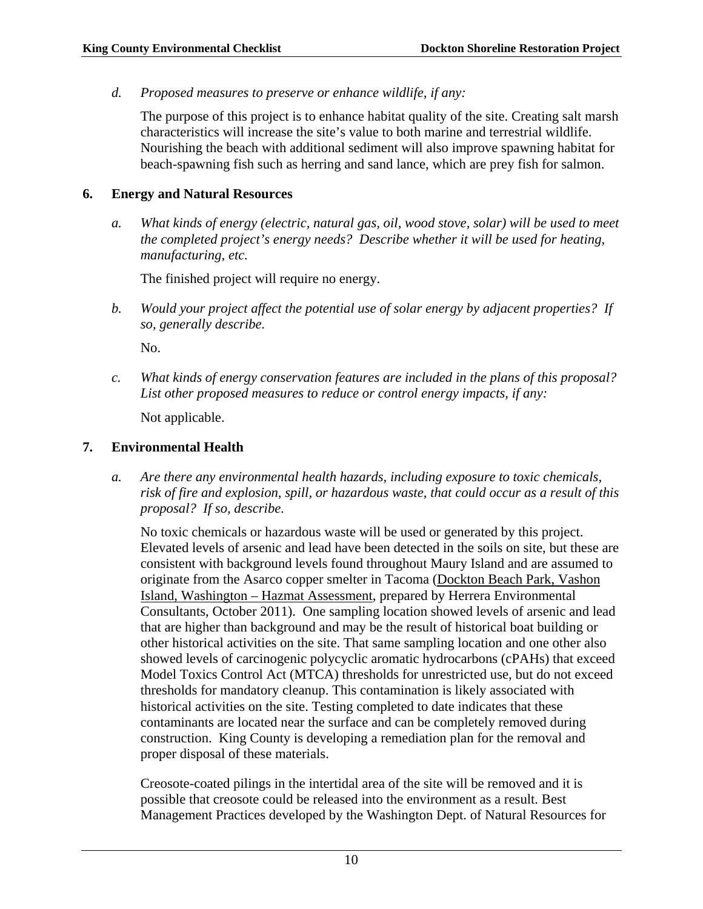*d. Proposed measures to preserve or enhance wildlife, if any:*

The purpose of this project is to enhance habitat quality of the site. Creating salt marsh characteristics will increase the site's value to both marine and terrestrial wildlife. Nourishing the beach with additional sediment will also improve spawning habitat for beach-spawning fish such as herring and sand lance, which are prey fish for salmon.

## 6. Energy and Natural Resources

*a. What kinds of energy (electric, natural gas, oil, wood stove, solar) will be used to meet the completed project's energy needs? Describe whether it will be used for heating, manufacturing, etc.*

The finished project will require no energy.

*b. Would your project affect the potential use of solar energy by adjacent properties? If so, generally describe.*

No.

*c. What kinds of energy conservation features are included in the plans of this proposal? List other proposed measures to reduce or control energy impacts, if any:*

Not applicable.

## 7. Environmental Health

*a. Are there any environmental health hazards, including exposure to toxic chemicals, risk of fire and explosion, spill, or hazardous waste, that could occur as a result of this proposal? If so, describe.*

No toxic chemicals or hazardous waste will be used or generated by this project. Elevated levels of arsenic and lead have been detected in the soils on site, but these are consistent with background levels found throughout Maury Island and are assumed to originate from the Asarco copper smelter in Tacoma (Dockton Beach Park, Vashon Island, Washington – Hazmat Assessment, prepared by Herrera Environmental Consultants, October 2011). One sampling location showed levels of arsenic and lead that are higher than background and may be the result of historical boat building or other historical activities on the site. That same sampling location and one other also showed levels of carcinogenic polycyclic aromatic hydrocarbons (cPAHs) that exceed Model Toxics Control Act (MTCA) thresholds for unrestricted use, but do not exceed thresholds for mandatory cleanup. This contamination is likely associated with historical activities on the site. Testing completed to date indicates that these contaminants are located near the surface and can be completely removed during construction. King County is developing a remediation plan for the removal and proper disposal of these materials.

Creosote-coated pilings in the intertidal area of the site will be removed and it is possible that creosote could be released into the environment as a result. Best Management Practices developed by the Washington Dept. of Natural Resources for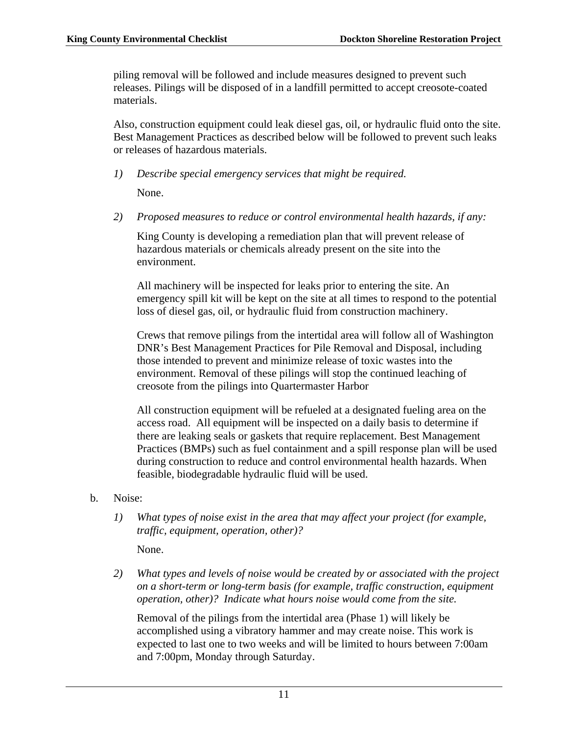piling removal will be followed and include measures designed to prevent such releases. Pilings will be disposed of in a landfill permitted to accept creosote-coated materials.

Also, construction equipment could leak diesel gas, oil, or hydraulic fluid onto the site. Best Management Practices as described below will be followed to prevent such leaks or releases of hazardous materials.

1) *Describe special emergency services that might be required.*

   None.

2) *Proposed measures to reduce or control environmental health hazards, if any:*

   King County is developing a remediation plan that will prevent release of hazardous materials or chemicals already present on the site into the environment.

   All machinery will be inspected for leaks prior to entering the site. An emergency spill kit will be kept on the site at all times to respond to the potential loss of diesel gas, oil, or hydraulic fluid from construction machinery.

   Crews that remove pilings from the intertidal area will follow all of Washington DNR's Best Management Practices for Pile Removal and Disposal, including those intended to prevent and minimize release of toxic wastes into the environment. Removal of these pilings will stop the continued leaching of creosote from the pilings into Quartermaster Harbor

   All construction equipment will be refueled at a designated fueling area on the access road. All equipment will be inspected on a daily basis to determine if there are leaking seals or gaskets that require replacement. Best Management Practices (BMPs) such as fuel containment and a spill response plan will be used during construction to reduce and control environmental health hazards. When feasible, biodegradable hydraulic fluid will be used.

b. Noise:

1) *What types of noise exist in the area that may affect your project (for example, traffic, equipment, operation, other)?*

   None.

2) *What types and levels of noise would be created by or associated with the project on a short-term or long-term basis (for example, traffic construction, equipment operation, other)? Indicate what hours noise would come from the site.*

   Removal of the pilings from the intertidal area (Phase 1) will likely be accomplished using a vibratory hammer and may create noise. This work is expected to last one to two weeks and will be limited to hours between 7:00am and 7:00pm, Monday through Saturday.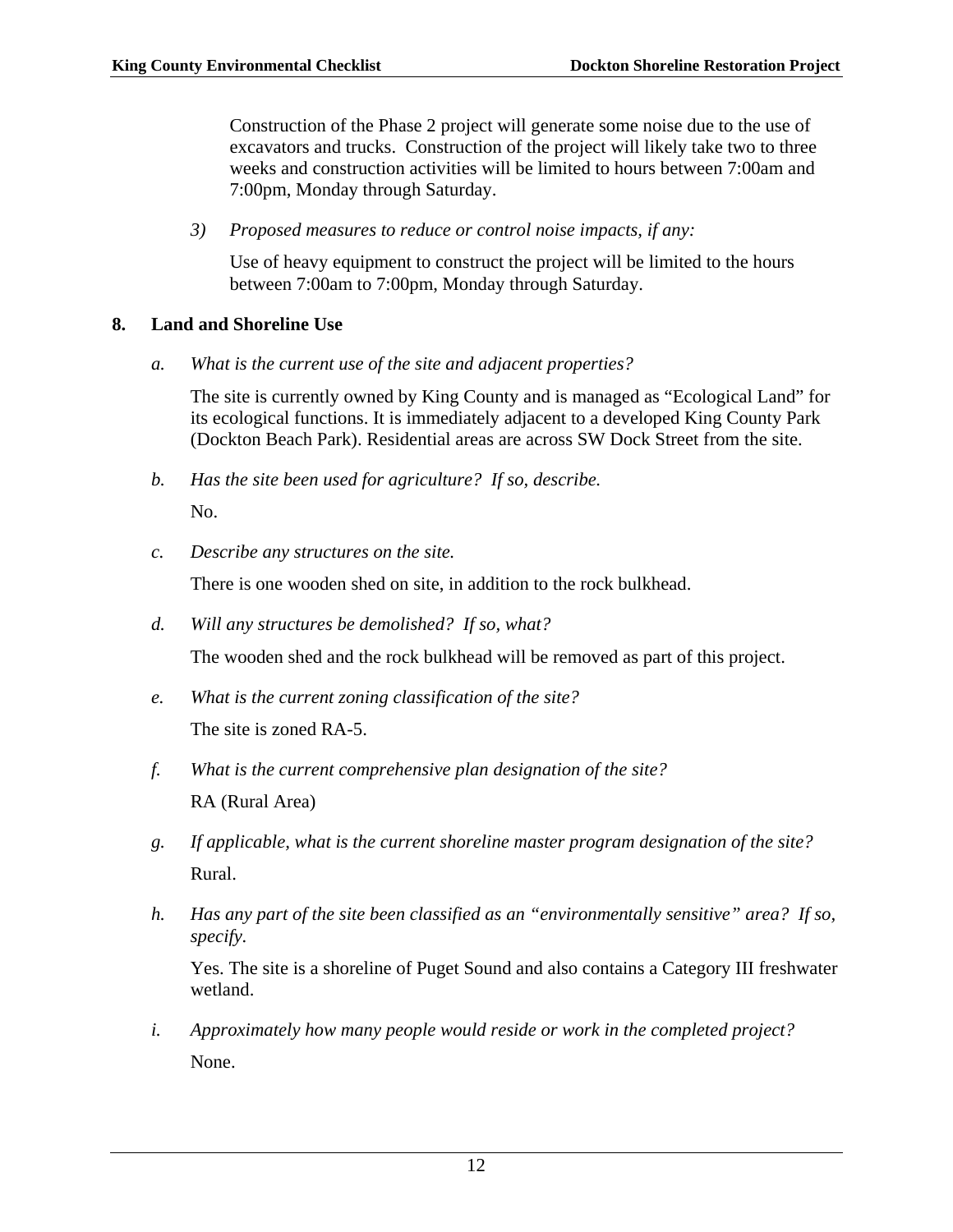Construction of the Phase 2 project will generate some noise due to the use of excavators and trucks. Construction of the project will likely take two to three weeks and construction activities will be limited to hours between 7:00am and 7:00pm, Monday through Saturday.

3) *Proposed measures to reduce or control noise impacts, if any:*

Use of heavy equipment to construct the project will be limited to the hours between 7:00am to 7:00pm, Monday through Saturday.

## 8. Land and Shoreline Use

a. *What is the current use of the site and adjacent properties?*

The site is currently owned by King County and is managed as "Ecological Land" for its ecological functions. It is immediately adjacent to a developed King County Park (Dockton Beach Park). Residential areas are across SW Dock Street from the site.

b. *Has the site been used for agriculture? If so, describe.*

No.

c. *Describe any structures on the site.*

There is one wooden shed on site, in addition to the rock bulkhead.

d. *Will any structures be demolished? If so, what?*

The wooden shed and the rock bulkhead will be removed as part of this project.

e. *What is the current zoning classification of the site?*

The site is zoned RA-5.

f. *What is the current comprehensive plan designation of the site?*

RA (Rural Area)

g. *If applicable, what is the current shoreline master program designation of the site?*

Rural.

h. *Has any part of the site been classified as an "environmentally sensitive" area? If so, specify.*

Yes. The site is a shoreline of Puget Sound and also contains a Category III freshwater wetland.

i. *Approximately how many people would reside or work in the completed project?*

None.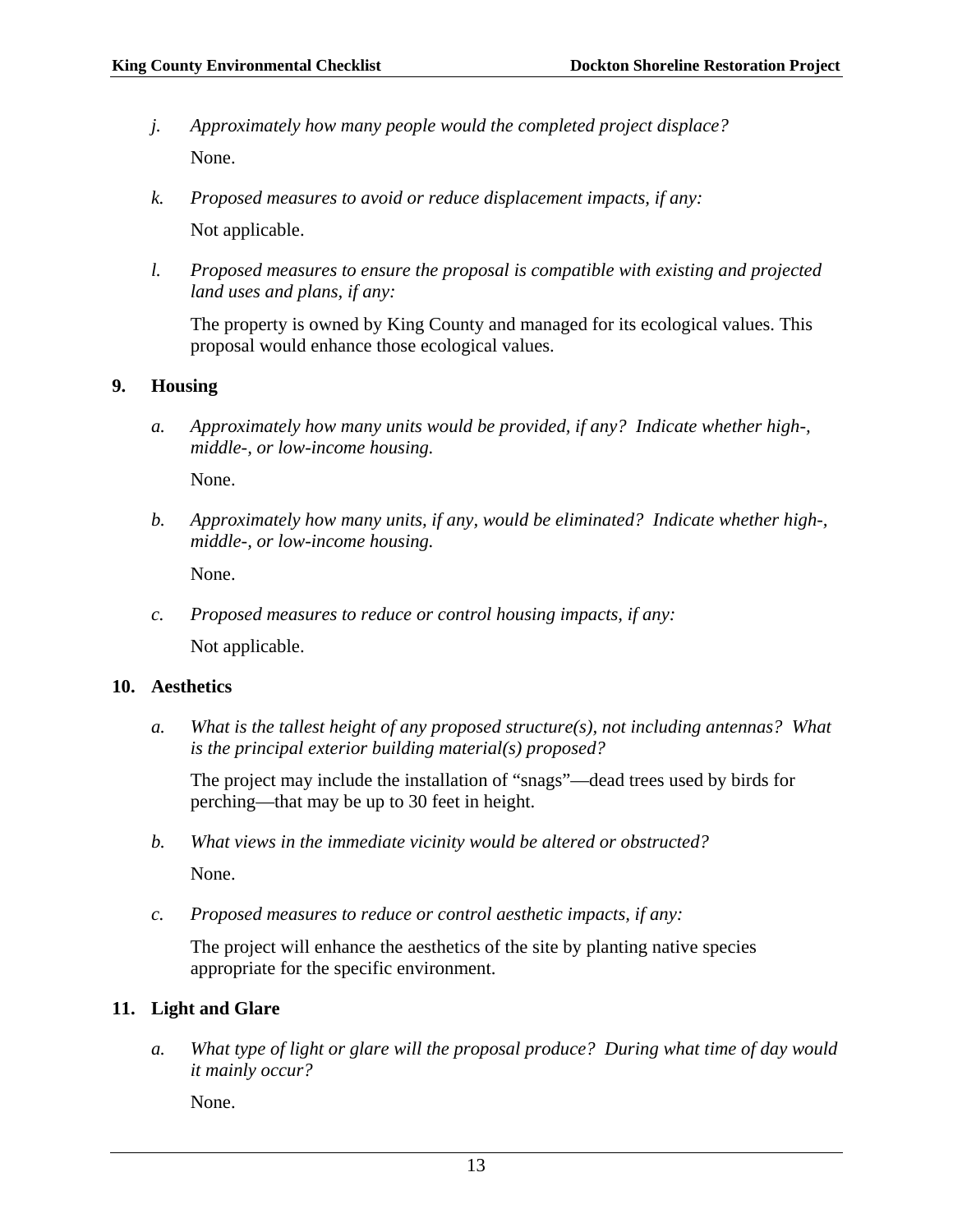*j. Approximately how many people would the completed project displace?*

None.

*k. Proposed measures to avoid or reduce displacement impacts, if any:*

Not applicable.

*l. Proposed measures to ensure the proposal is compatible with existing and projected land uses and plans, if any:*

The property is owned by King County and managed for its ecological values. This proposal would enhance those ecological values.

## 9. Housing

*a. Approximately how many units would be provided, if any? Indicate whether high-, middle-, or low-income housing.*

None.

*b. Approximately how many units, if any, would be eliminated? Indicate whether high-, middle-, or low-income housing.*

None.

*c. Proposed measures to reduce or control housing impacts, if any:*

Not applicable.

## 10. Aesthetics

*a. What is the tallest height of any proposed structure(s), not including antennas? What is the principal exterior building material(s) proposed?*

The project may include the installation of "snags"—dead trees used by birds for perching—that may be up to 30 feet in height.

*b. What views in the immediate vicinity would be altered or obstructed?*

None.

*c. Proposed measures to reduce or control aesthetic impacts, if any:*

The project will enhance the aesthetics of the site by planting native species appropriate for the specific environment.

## 11. Light and Glare

*a. What type of light or glare will the proposal produce? During what time of day would it mainly occur?*

None.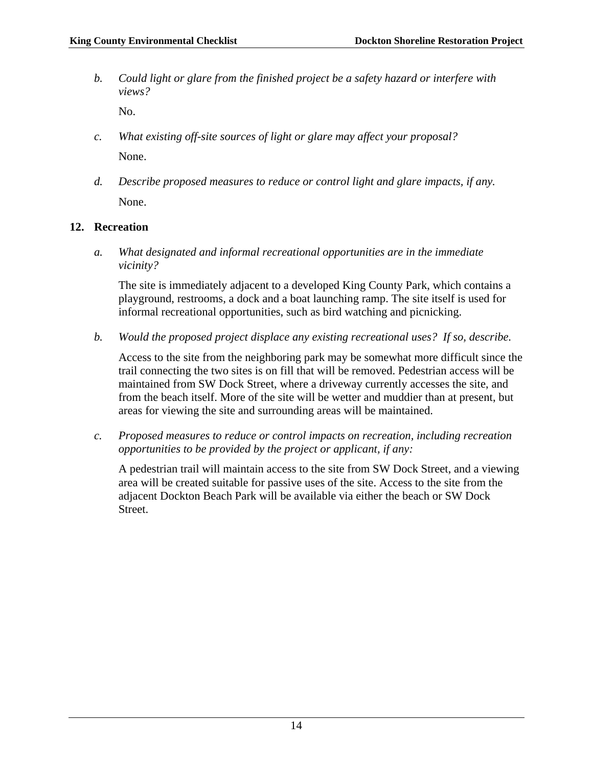*b. Could light or glare from the finished project be a safety hazard or interfere with views?*

No.

*c. What existing off-site sources of light or glare may affect your proposal?*

None.

*d. Describe proposed measures to reduce or control light and glare impacts, if any.*

None.

## 12. Recreation

*a. What designated and informal recreational opportunities are in the immediate vicinity?*

The site is immediately adjacent to a developed King County Park, which contains a playground, restrooms, a dock and a boat launching ramp. The site itself is used for informal recreational opportunities, such as bird watching and picnicking.

*b. Would the proposed project displace any existing recreational uses? If so, describe.*

Access to the site from the neighboring park may be somewhat more difficult since the trail connecting the two sites is on fill that will be removed. Pedestrian access will be maintained from SW Dock Street, where a driveway currently accesses the site, and from the beach itself. More of the site will be wetter and muddier than at present, but areas for viewing the site and surrounding areas will be maintained.

*c. Proposed measures to reduce or control impacts on recreation, including recreation opportunities to be provided by the project or applicant, if any:*

A pedestrian trail will maintain access to the site from SW Dock Street, and a viewing area will be created suitable for passive uses of the site. Access to the site from the adjacent Dockton Beach Park will be available via either the beach or SW Dock Street.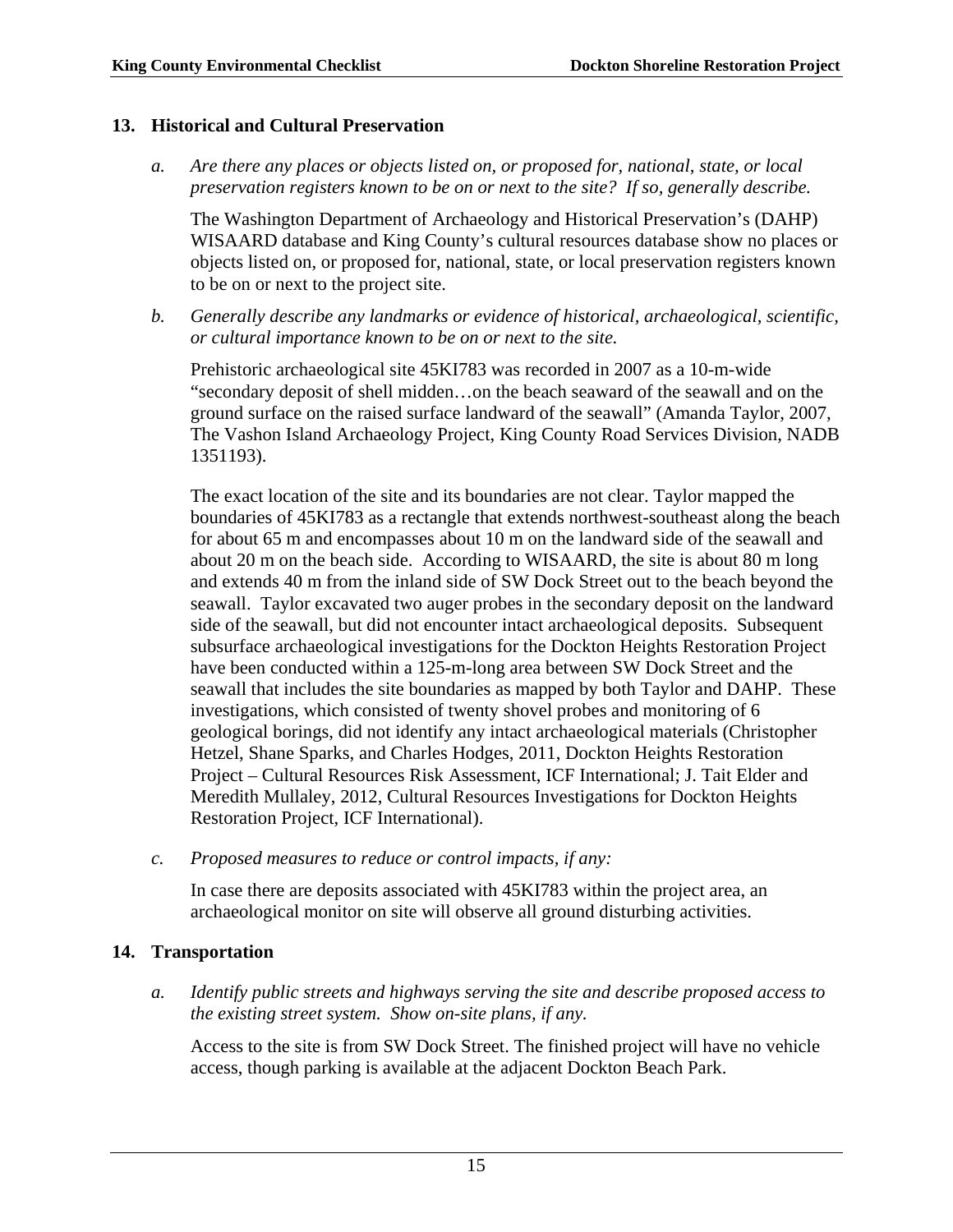## 13. Historical and Cultural Preservation

*a. Are there any places or objects listed on, or proposed for, national, state, or local preservation registers known to be on or next to the site? If so, generally describe.*

The Washington Department of Archaeology and Historical Preservation's (DAHP) WISAARD database and King County's cultural resources database show no places or objects listed on, or proposed for, national, state, or local preservation registers known to be on or next to the project site.

*b. Generally describe any landmarks or evidence of historical, archaeological, scientific, or cultural importance known to be on or next to the site.*

Prehistoric archaeological site 45KI783 was recorded in 2007 as a 10-m-wide "secondary deposit of shell midden…on the beach seaward of the seawall and on the ground surface on the raised surface landward of the seawall" (Amanda Taylor, 2007, The Vashon Island Archaeology Project, King County Road Services Division, NADB 1351193).

The exact location of the site and its boundaries are not clear. Taylor mapped the boundaries of 45KI783 as a rectangle that extends northwest-southeast along the beach for about 65 m and encompasses about 10 m on the landward side of the seawall and about 20 m on the beach side. According to WISAARD, the site is about 80 m long and extends 40 m from the inland side of SW Dock Street out to the beach beyond the seawall. Taylor excavated two auger probes in the secondary deposit on the landward side of the seawall, but did not encounter intact archaeological deposits. Subsequent subsurface archaeological investigations for the Dockton Heights Restoration Project have been conducted within a 125-m-long area between SW Dock Street and the seawall that includes the site boundaries as mapped by both Taylor and DAHP. These investigations, which consisted of twenty shovel probes and monitoring of 6 geological borings, did not identify any intact archaeological materials (Christopher Hetzel, Shane Sparks, and Charles Hodges, 2011, Dockton Heights Restoration Project – Cultural Resources Risk Assessment, ICF International; J. Tait Elder and Meredith Mullaley, 2012, Cultural Resources Investigations for Dockton Heights Restoration Project, ICF International).

*c. Proposed measures to reduce or control impacts, if any:*

In case there are deposits associated with 45KI783 within the project area, an archaeological monitor on site will observe all ground disturbing activities.

## 14. Transportation

*a. Identify public streets and highways serving the site and describe proposed access to the existing street system. Show on-site plans, if any.*

Access to the site is from SW Dock Street. The finished project will have no vehicle access, though parking is available at the adjacent Dockton Beach Park.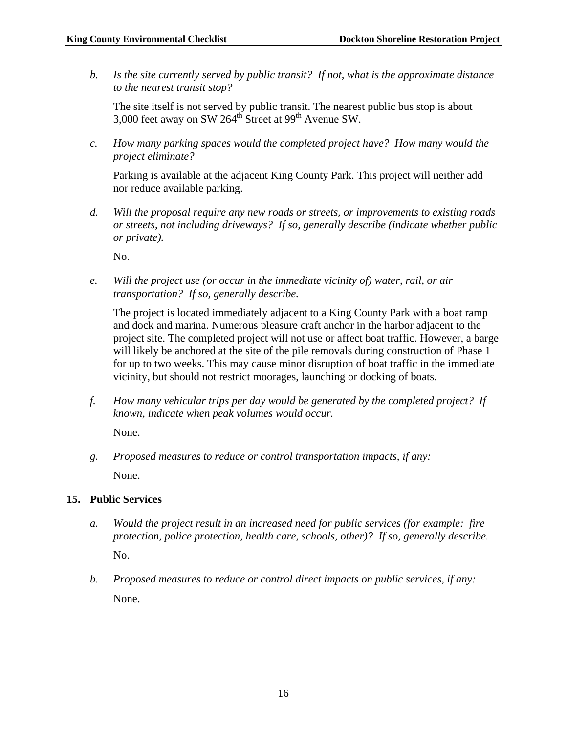*b. Is the site currently served by public transit? If not, what is the approximate distance to the nearest transit stop?*

The site itself is not served by public transit. The nearest public bus stop is about 3,000 feet away on SW 264th Street at 99th Avenue SW.

*c. How many parking spaces would the completed project have? How many would the project eliminate?*

Parking is available at the adjacent King County Park. This project will neither add nor reduce available parking.

*d. Will the proposal require any new roads or streets, or improvements to existing roads or streets, not including driveways? If so, generally describe (indicate whether public or private).*

No.

*e. Will the project use (or occur in the immediate vicinity of) water, rail, or air transportation? If so, generally describe.*

The project is located immediately adjacent to a King County Park with a boat ramp and dock and marina. Numerous pleasure craft anchor in the harbor adjacent to the project site. The completed project will not use or affect boat traffic. However, a barge will likely be anchored at the site of the pile removals during construction of Phase 1 for up to two weeks. This may cause minor disruption of boat traffic in the immediate vicinity, but should not restrict moorages, launching or docking of boats.

*f. How many vehicular trips per day would be generated by the completed project? If known, indicate when peak volumes would occur.*

None.

*g. Proposed measures to reduce or control transportation impacts, if any:*

None.

## 15. Public Services

*a. Would the project result in an increased need for public services (for example: fire protection, police protection, health care, schools, other)? If so, generally describe.*

No.

*b. Proposed measures to reduce or control direct impacts on public services, if any:*

None.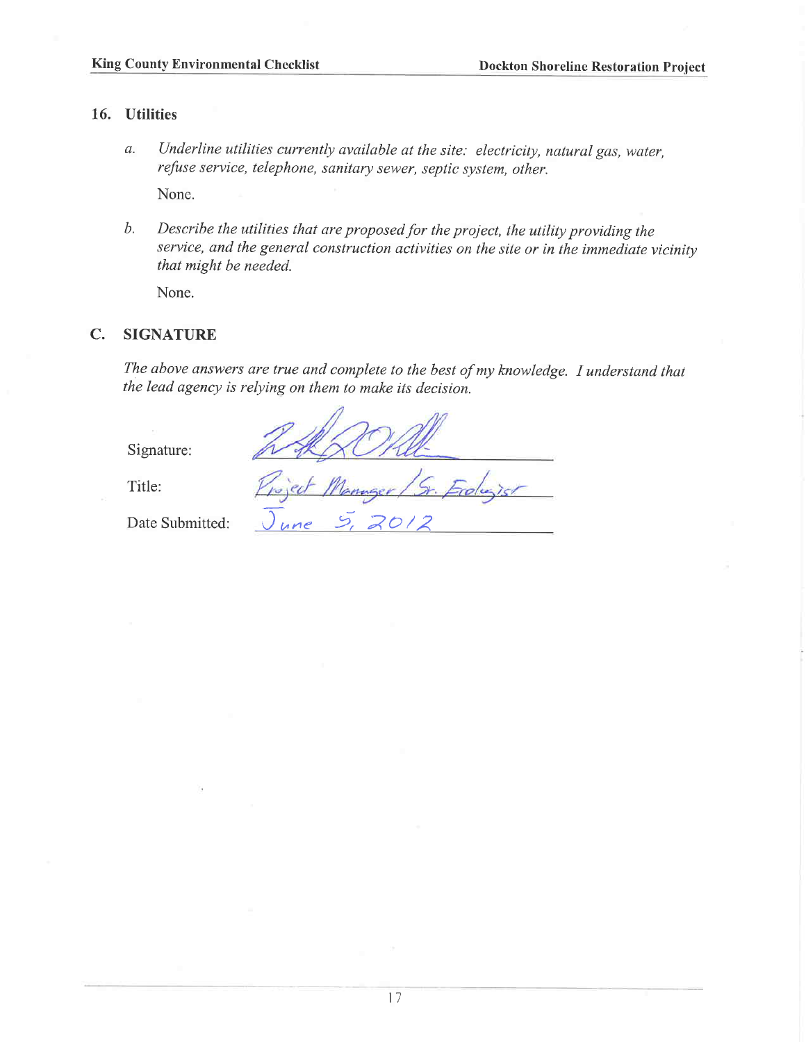## 16. Utilities

a. *Underline utilities currently available at the site: electricity, natural gas, water, refuse service, telephone, sanitary sewer, septic system, other.*

   None.

b. *Describe the utilities that are proposed for the project, the utility providing the service, and the general construction activities on the site or in the immediate vicinity that might be needed.*

   None.

## C. SIGNATURE

*The above answers are true and complete to the best of my knowledge. I understand that the lead agency is relying on them to make its decision.*

Signature: [signature]

Title: Project Manager / Sr. Ecologist

Date Submitted: June 5, 2012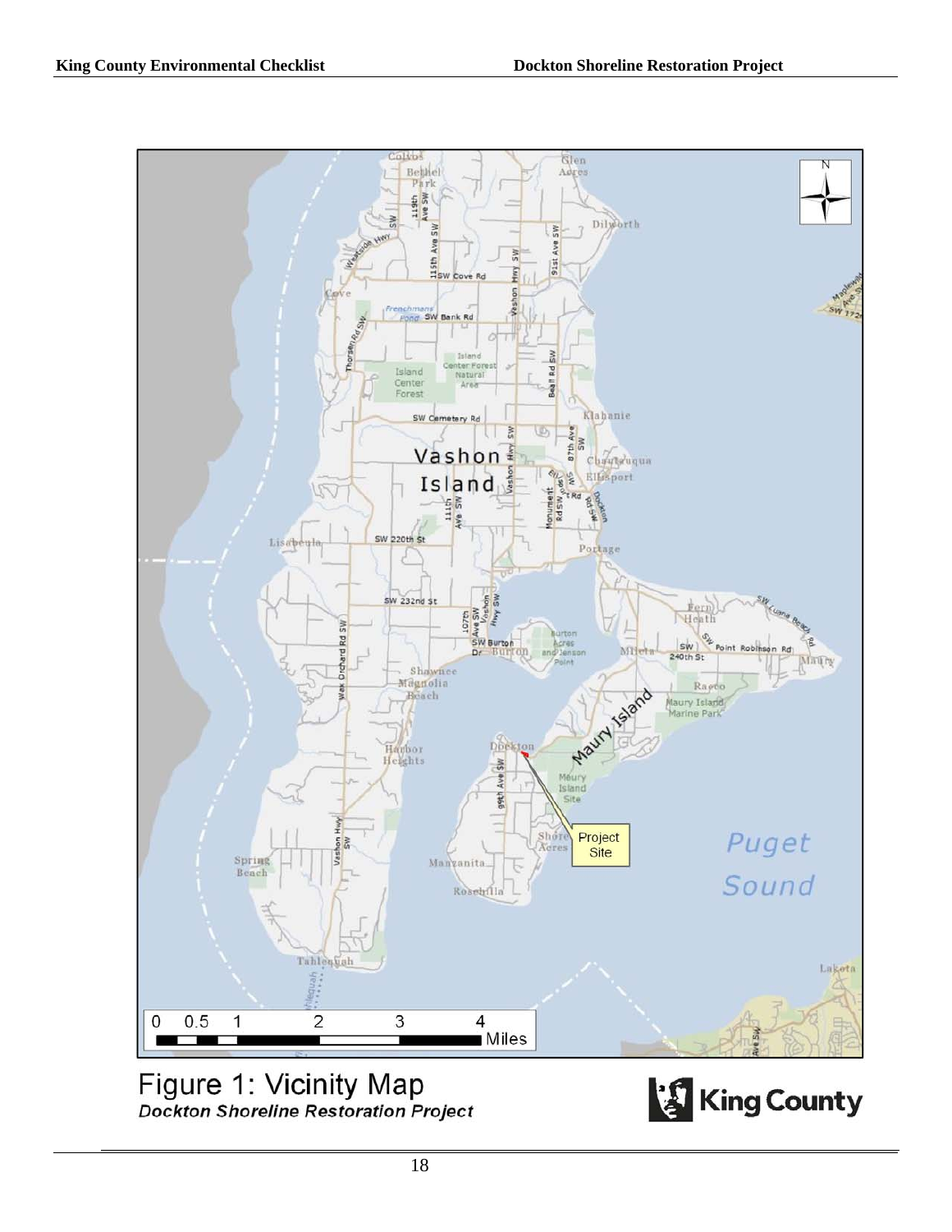Figure 1: Vicinity Map
**Dockton Shoreline Restoration Project**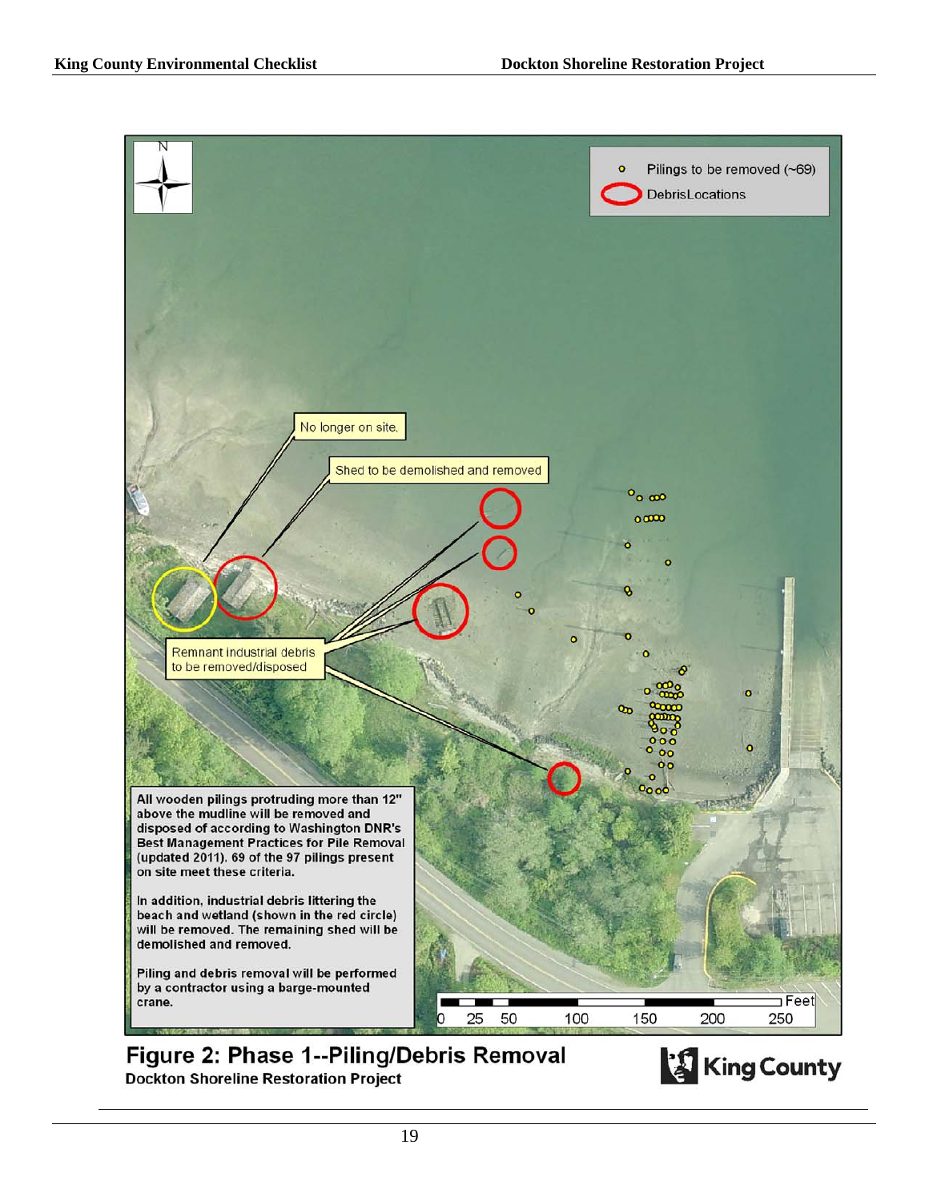Pilings to be removed (~69)

DebrisLocations

No longer on site.

Shed to be demolished and removed

Remnant industrial debris to be removed/disposed

All wooden pilings protruding more than 12" above the mudline will be removed and disposed of according to Washington DNR's Best Management Practices for Pile Removal (updated 2011). 69 of the 97 pilings present on site meet these criteria.

In addition, industrial debris littering the beach and wetland (shown in the red circle) will be removed. The remaining shed will be demolished and removed.

Piling and debris removal will be performed by a contractor using a barge-mounted crane.

Feet: 0 25 50 100 150 200 250

**Figure 2: Phase 1--Piling/Debris Removal**
**Dockton Shoreline Restoration Project**

King County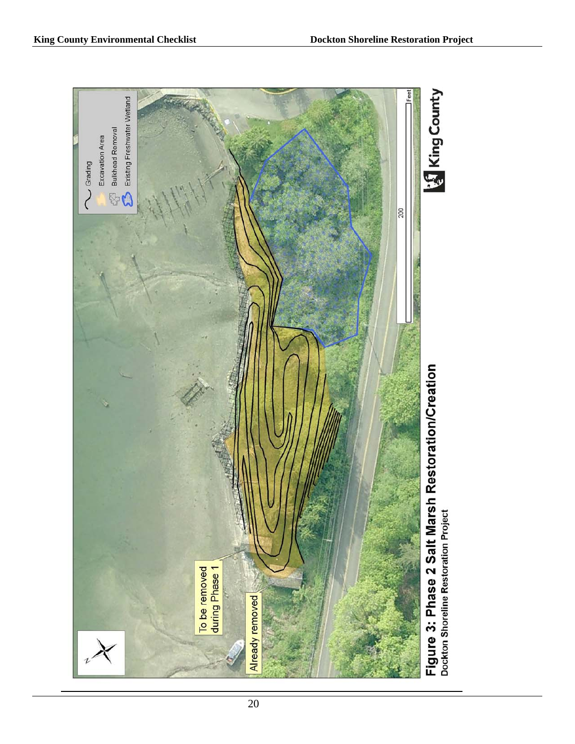Grading

Excavation Area

Bulkhead Removal

Existing Freshwater Wetland

200

Feet

To be removed during Phase 1

Already removed

King County

**Figure 3: Phase 2 Salt Marsh Restoration/Creation**

**Dockton Shoreline Restoration Project**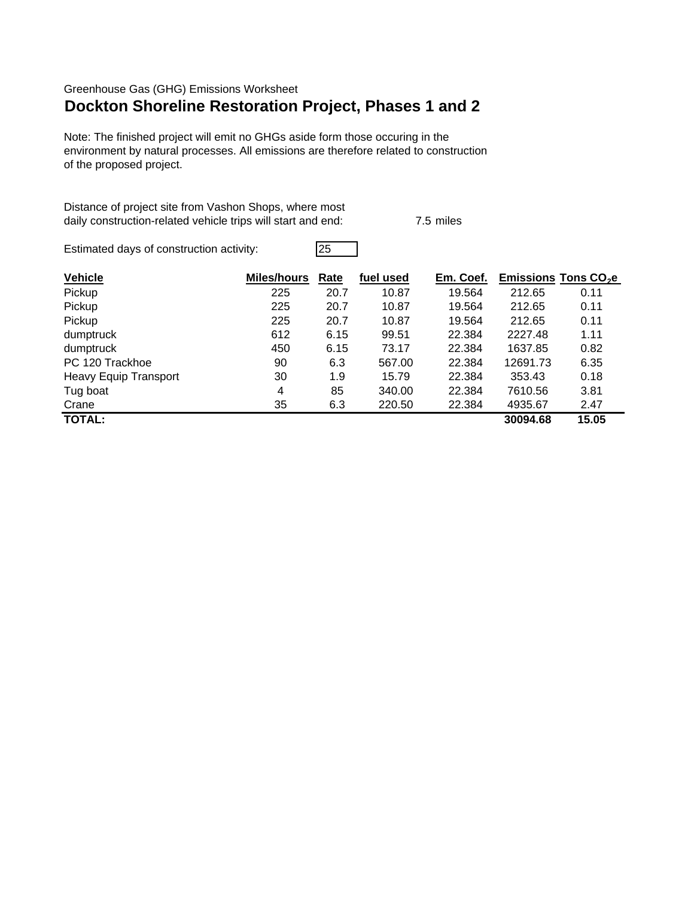Greenhouse Gas (GHG) Emissions Worksheet

# Dockton Shoreline Restoration Project, Phases 1 and 2

Note: The finished project will emit no GHGs aside form those occuring in the environment by natural processes. All emissions are therefore related to construction of the proposed project.

Distance of project site from Vashon Shops, where most daily construction-related vehicle trips will start and end: 7.5 miles

Estimated days of construction activity: 25

| Vehicle | Miles/hours | Rate | fuel used | Em. Coef. | Emissions | Tons $CO_2e$ |
|---|---|---|---|---|---|---|
| Pickup | 225 | 20.7 | 10.87 | 19.564 | 212.65 | 0.11 |
| Pickup | 225 | 20.7 | 10.87 | 19.564 | 212.65 | 0.11 |
| Pickup | 225 | 20.7 | 10.87 | 19.564 | 212.65 | 0.11 |
| dumptruck | 612 | 6.15 | 99.51 | 22.384 | 2227.48 | 1.11 |
| dumptruck | 450 | 6.15 | 73.17 | 22.384 | 1637.85 | 0.82 |
| PC 120 Trackhoe | 90 | 6.3 | 567.00 | 22.384 | 12691.73 | 6.35 |
| Heavy Equip Transport | 30 | 1.9 | 15.79 | 22.384 | 353.43 | 0.18 |
| Tug boat | 4 | 85 | 340.00 | 22.384 | 7610.56 | 3.81 |
| Crane | 35 | 6.3 | 220.50 | 22.384 | 4935.67 | 2.47 |
| **TOTAL:** | | | | | **30094.68** | **15.05** |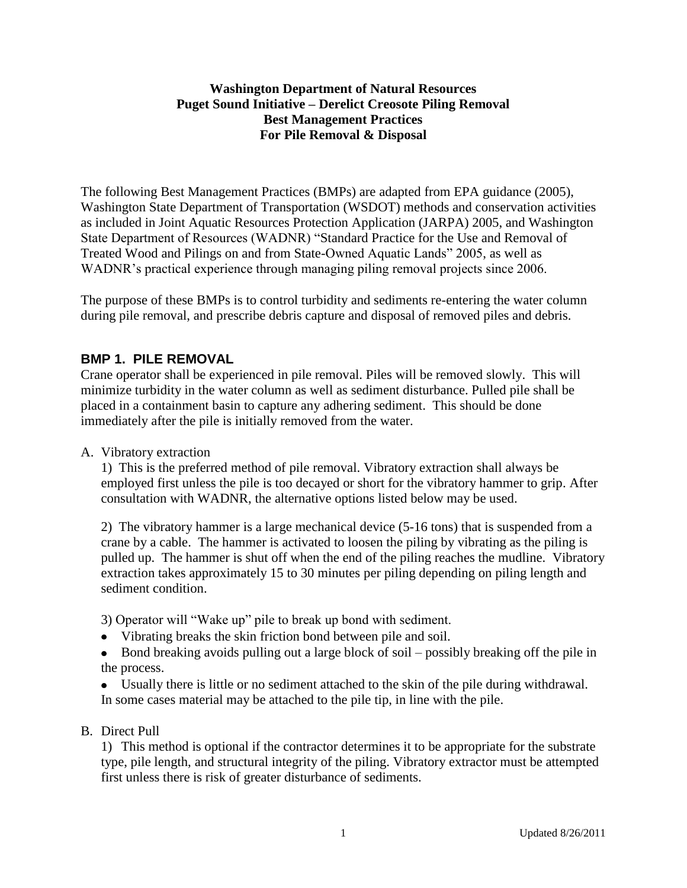**Washington Department of Natural Resources**
**Puget Sound Initiative – Derelict Creosote Piling Removal**
**Best Management Practices**
**For Pile Removal & Disposal**

The following Best Management Practices (BMPs) are adapted from EPA guidance (2005), Washington State Department of Transportation (WSDOT) methods and conservation activities as included in Joint Aquatic Resources Protection Application (JARPA) 2005, and Washington State Department of Resources (WADNR) "Standard Practice for the Use and Removal of Treated Wood and Pilings on and from State-Owned Aquatic Lands" 2005, as well as WADNR's practical experience through managing piling removal projects since 2006.

The purpose of these BMPs is to control turbidity and sediments re-entering the water column during pile removal, and prescribe debris capture and disposal of removed piles and debris.

## BMP 1. PILE REMOVAL

Crane operator shall be experienced in pile removal. Piles will be removed slowly. This will minimize turbidity in the water column as well as sediment disturbance. Pulled pile shall be placed in a containment basin to capture any adhering sediment. This should be done immediately after the pile is initially removed from the water.

A. Vibratory extraction

1) This is the preferred method of pile removal. Vibratory extraction shall always be employed first unless the pile is too decayed or short for the vibratory hammer to grip. After consultation with WADNR, the alternative options listed below may be used.

2) The vibratory hammer is a large mechanical device (5-16 tons) that is suspended from a crane by a cable. The hammer is activated to loosen the piling by vibrating as the piling is pulled up. The hammer is shut off when the end of the piling reaches the mudline. Vibratory extraction takes approximately 15 to 30 minutes per piling depending on piling length and sediment condition.

3) Operator will "Wake up" pile to break up bond with sediment.

- Vibrating breaks the skin friction bond between pile and soil.
- Bond breaking avoids pulling out a large block of soil – possibly breaking off the pile in the process.
- Usually there is little or no sediment attached to the skin of the pile during withdrawal. In some cases material may be attached to the pile tip, in line with the pile.

B. Direct Pull

1) This method is optional if the contractor determines it to be appropriate for the substrate type, pile length, and structural integrity of the piling. Vibratory extractor must be attempted first unless there is risk of greater disturbance of sediments.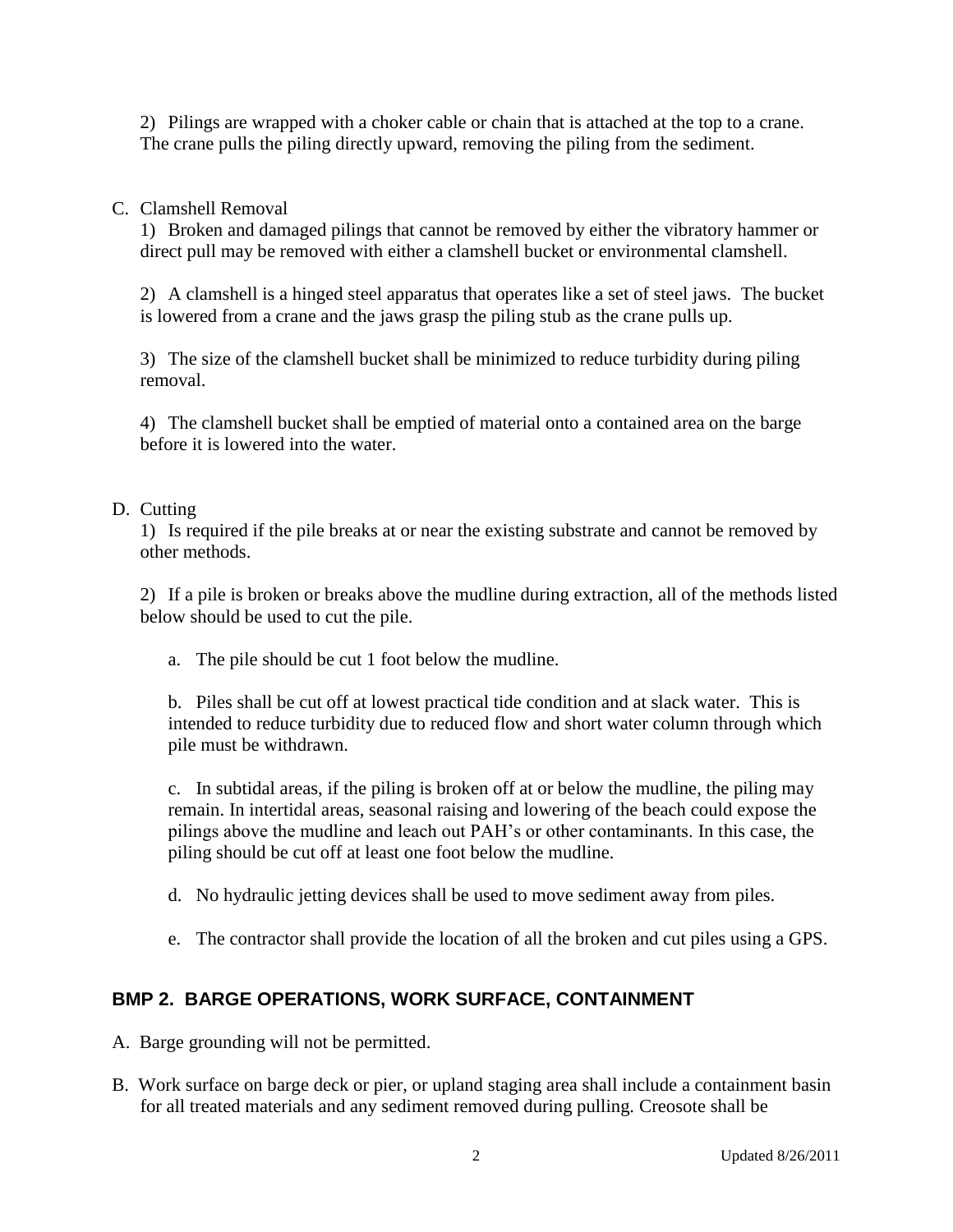2) Pilings are wrapped with a choker cable or chain that is attached at the top to a crane. The crane pulls the piling directly upward, removing the piling from the sediment.

C. Clamshell Removal

1) Broken and damaged pilings that cannot be removed by either the vibratory hammer or direct pull may be removed with either a clamshell bucket or environmental clamshell.

2) A clamshell is a hinged steel apparatus that operates like a set of steel jaws. The bucket is lowered from a crane and the jaws grasp the piling stub as the crane pulls up.

3) The size of the clamshell bucket shall be minimized to reduce turbidity during piling removal.

4) The clamshell bucket shall be emptied of material onto a contained area on the barge before it is lowered into the water.

D. Cutting

1) Is required if the pile breaks at or near the existing substrate and cannot be removed by other methods.

2) If a pile is broken or breaks above the mudline during extraction, all of the methods listed below should be used to cut the pile.

a. The pile should be cut 1 foot below the mudline.

b. Piles shall be cut off at lowest practical tide condition and at slack water. This is intended to reduce turbidity due to reduced flow and short water column through which pile must be withdrawn.

c. In subtidal areas, if the piling is broken off at or below the mudline, the piling may remain. In intertidal areas, seasonal raising and lowering of the beach could expose the pilings above the mudline and leach out PAH's or other contaminants. In this case, the piling should be cut off at least one foot below the mudline.

d. No hydraulic jetting devices shall be used to move sediment away from piles.

e. The contractor shall provide the location of all the broken and cut piles using a GPS.

## BMP 2. BARGE OPERATIONS, WORK SURFACE, CONTAINMENT

A. Barge grounding will not be permitted.

B. Work surface on barge deck or pier, or upland staging area shall include a containment basin for all treated materials and any sediment removed during pulling. Creosote shall be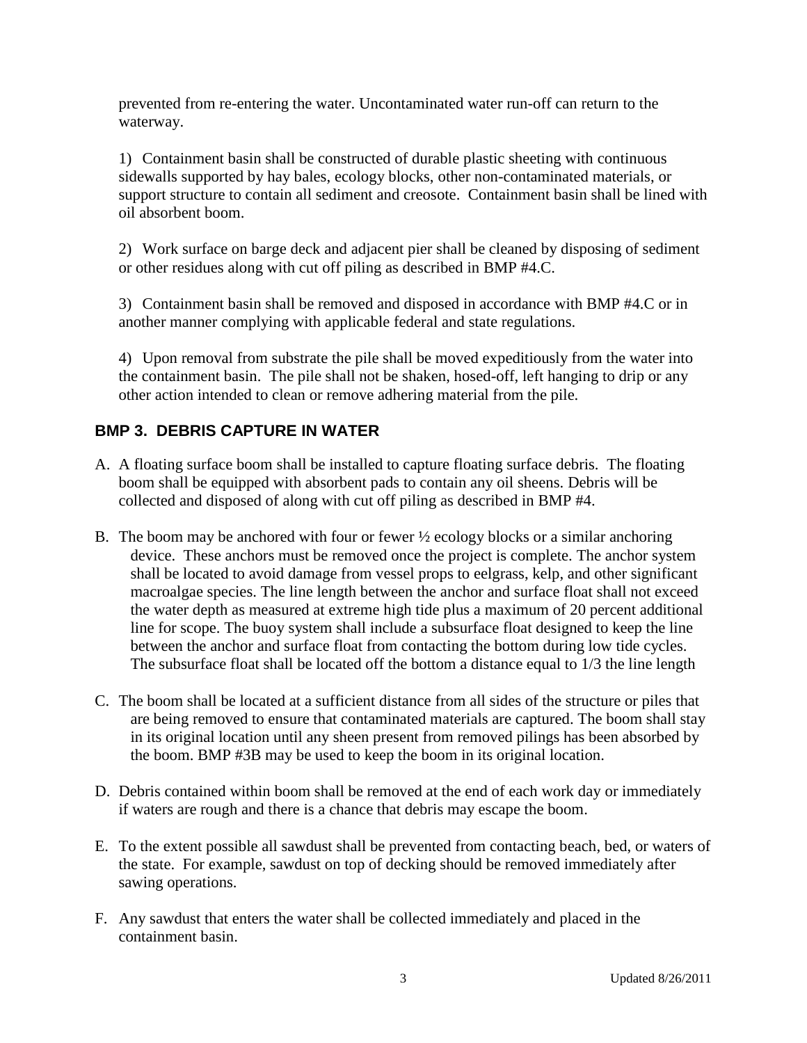prevented from re-entering the water. Uncontaminated water run-off can return to the waterway.

1) Containment basin shall be constructed of durable plastic sheeting with continuous sidewalls supported by hay bales, ecology blocks, other non-contaminated materials, or support structure to contain all sediment and creosote. Containment basin shall be lined with oil absorbent boom.

2) Work surface on barge deck and adjacent pier shall be cleaned by disposing of sediment or other residues along with cut off piling as described in BMP #4.C.

3) Containment basin shall be removed and disposed in accordance with BMP #4.C or in another manner complying with applicable federal and state regulations.

4) Upon removal from substrate the pile shall be moved expeditiously from the water into the containment basin. The pile shall not be shaken, hosed-off, left hanging to drip or any other action intended to clean or remove adhering material from the pile.

## BMP 3. DEBRIS CAPTURE IN WATER

A. A floating surface boom shall be installed to capture floating surface debris. The floating boom shall be equipped with absorbent pads to contain any oil sheens. Debris will be collected and disposed of along with cut off piling as described in BMP #4.

B. The boom may be anchored with four or fewer ½ ecology blocks or a similar anchoring device. These anchors must be removed once the project is complete. The anchor system shall be located to avoid damage from vessel props to eelgrass, kelp, and other significant macroalgae species. The line length between the anchor and surface float shall not exceed the water depth as measured at extreme high tide plus a maximum of 20 percent additional line for scope. The buoy system shall include a subsurface float designed to keep the line between the anchor and surface float from contacting the bottom during low tide cycles. The subsurface float shall be located off the bottom a distance equal to 1/3 the line length

C. The boom shall be located at a sufficient distance from all sides of the structure or piles that are being removed to ensure that contaminated materials are captured. The boom shall stay in its original location until any sheen present from removed pilings has been absorbed by the boom. BMP #3B may be used to keep the boom in its original location.

D. Debris contained within boom shall be removed at the end of each work day or immediately if waters are rough and there is a chance that debris may escape the boom.

E. To the extent possible all sawdust shall be prevented from contacting beach, bed, or waters of the state. For example, sawdust on top of decking should be removed immediately after sawing operations.

F. Any sawdust that enters the water shall be collected immediately and placed in the containment basin.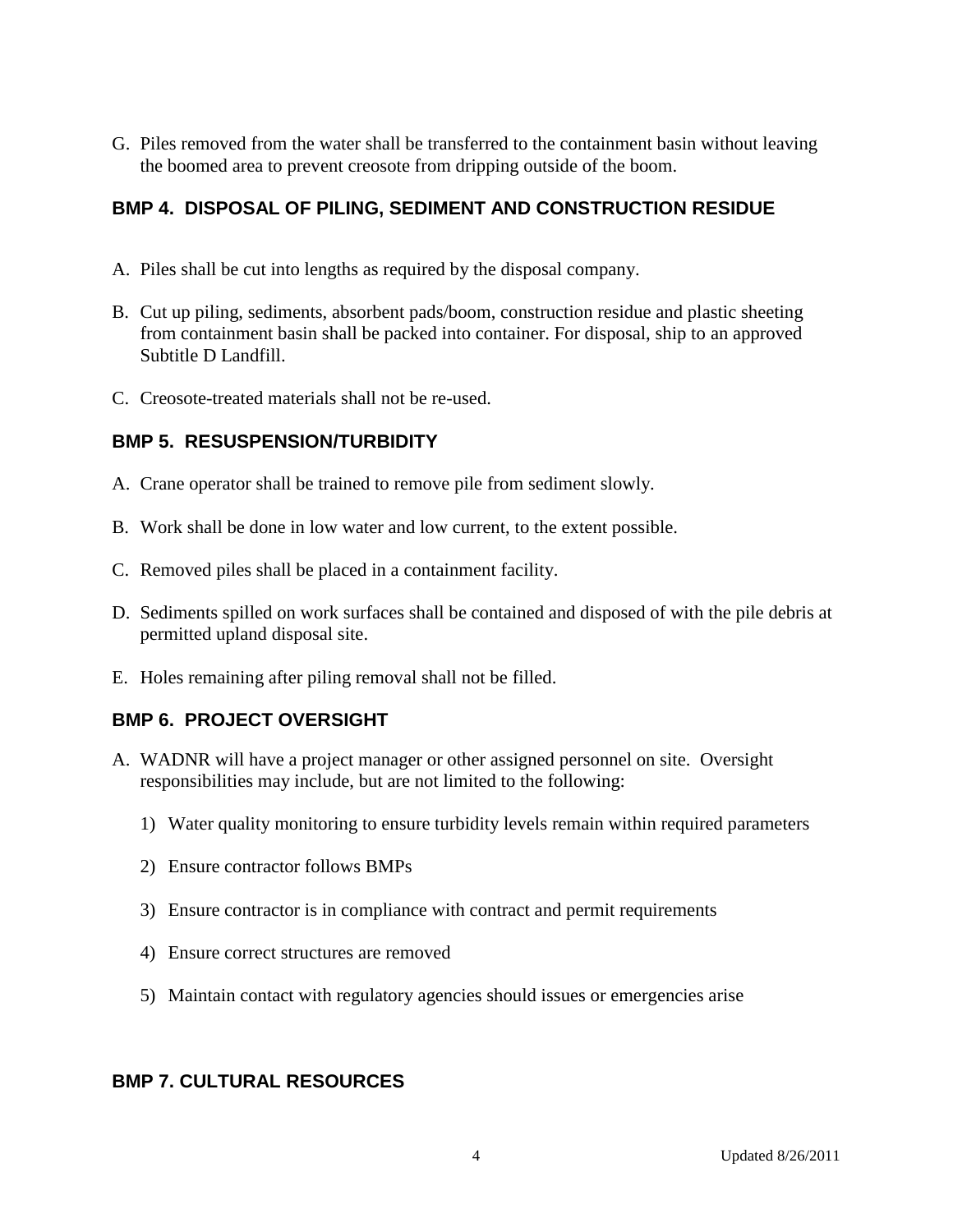G. Piles removed from the water shall be transferred to the containment basin without leaving the boomed area to prevent creosote from dripping outside of the boom.

### BMP 4. DISPOSAL OF PILING, SEDIMENT AND CONSTRUCTION RESIDUE

A. Piles shall be cut into lengths as required by the disposal company.

B. Cut up piling, sediments, absorbent pads/boom, construction residue and plastic sheeting from containment basin shall be packed into container. For disposal, ship to an approved Subtitle D Landfill.

C. Creosote-treated materials shall not be re-used.

### BMP 5. RESUSPENSION/TURBIDITY

A. Crane operator shall be trained to remove pile from sediment slowly.

B. Work shall be done in low water and low current, to the extent possible.

C. Removed piles shall be placed in a containment facility.

D. Sediments spilled on work surfaces shall be contained and disposed of with the pile debris at permitted upland disposal site.

E. Holes remaining after piling removal shall not be filled.

### BMP 6. PROJECT OVERSIGHT

A. WADNR will have a project manager or other assigned personnel on site. Oversight responsibilities may include, but are not limited to the following:

   1) Water quality monitoring to ensure turbidity levels remain within required parameters

   2) Ensure contractor follows BMPs

   3) Ensure contractor is in compliance with contract and permit requirements

   4) Ensure correct structures are removed

   5) Maintain contact with regulatory agencies should issues or emergencies arise

### BMP 7. CULTURAL RESOURCES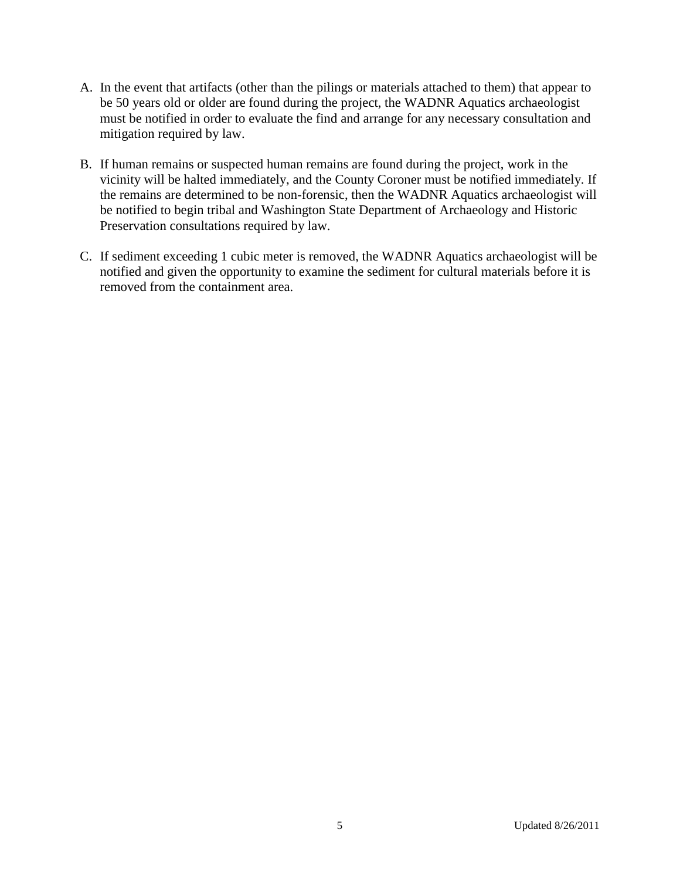A. In the event that artifacts (other than the pilings or materials attached to them) that appear to be 50 years old or older are found during the project, the WADNR Aquatics archaeologist must be notified in order to evaluate the find and arrange for any necessary consultation and mitigation required by law.

B. If human remains or suspected human remains are found during the project, work in the vicinity will be halted immediately, and the County Coroner must be notified immediately. If the remains are determined to be non-forensic, then the WADNR Aquatics archaeologist will be notified to begin tribal and Washington State Department of Archaeology and Historic Preservation consultations required by law.

C. If sediment exceeding 1 cubic meter is removed, the WADNR Aquatics archaeologist will be notified and given the opportunity to examine the sediment for cultural materials before it is removed from the containment area.